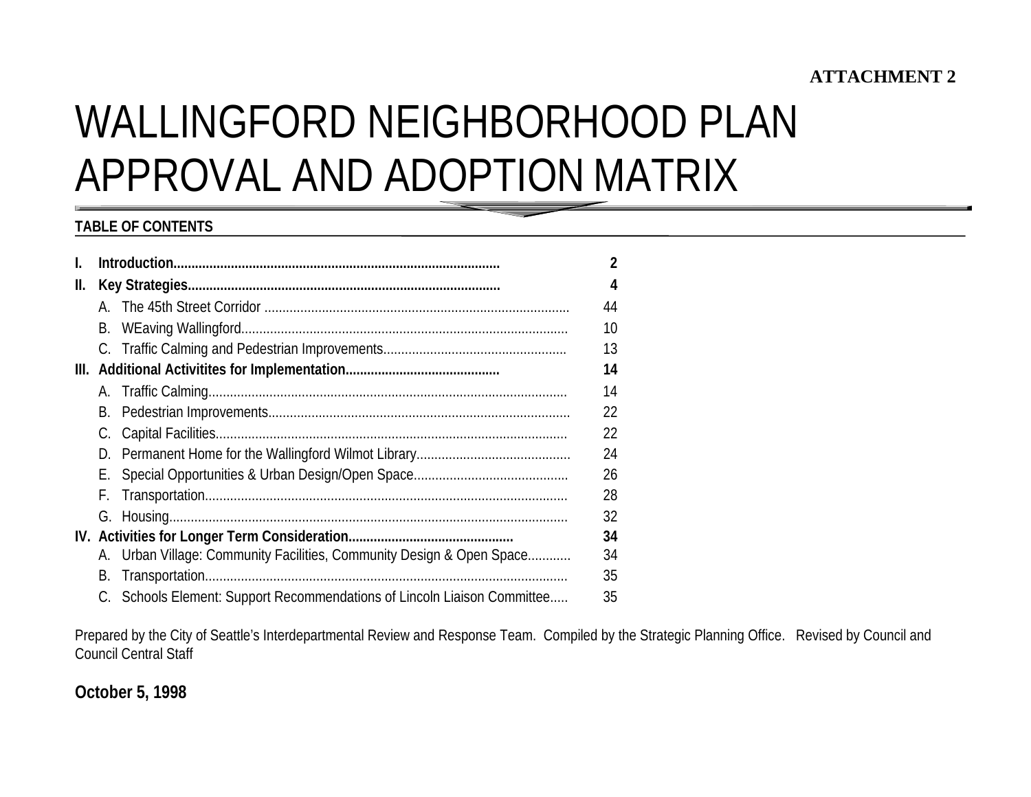**ATTACHMENT 2**

# WALLINGFORD NEIGHBORHOOD PLAN APPROVAL AND ADOPTION MATRIX

**TABLE OF CONTENTS**

| | | |
|---|---|---|
| **I.** | **Introduction** | **2** |
| **II.** | **Key Strategies** | **4** |
| | A. The 45th Street Corridor | 44 |
| | B. WEaving Wallingford | 10 |
| | C. Traffic Calming and Pedestrian Improvements | 13 |
| **III.** | **Additional Activitites for Implementation** | **14** |
| | A. Traffic Calming | 14 |
| | B. Pedestrian Improvements | 22 |
| | C. Capital Facilities | 22 |
| | D. Permanent Home for the Wallingford Wilmot Library | 24 |
| | E. Special Opportunities & Urban Design/Open Space | 26 |
| | F. Transportation | 28 |
| | G. Housing | 32 |
| **IV.** | **Activities for Longer Term Consideration** | **34** |
| | A. Urban Village: Community Facilities, Community Design & Open Space | 34 |
| | B. Transportation | 35 |
| | C. Schools Element: Support Recommendations of Lincoln Liaison Committee | 35 |

Prepared by the City of Seattle's Interdepartmental Review and Response Team. Compiled by the Strategic Planning Office. Revised by Council and Council Central Staff

**October 5, 1998**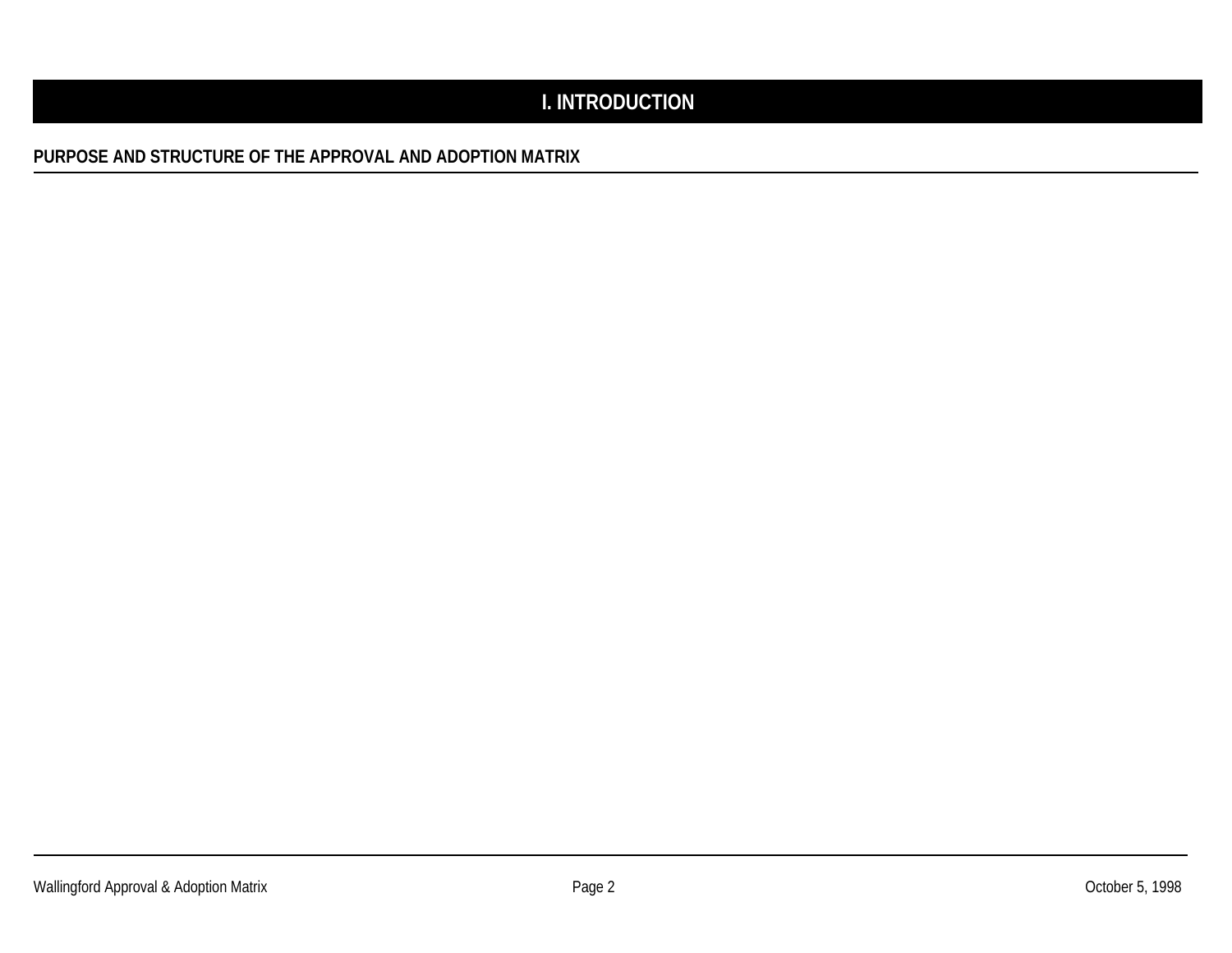# I. INTRODUCTION

## PURPOSE AND STRUCTURE OF THE APPROVAL AND ADOPTION MATRIX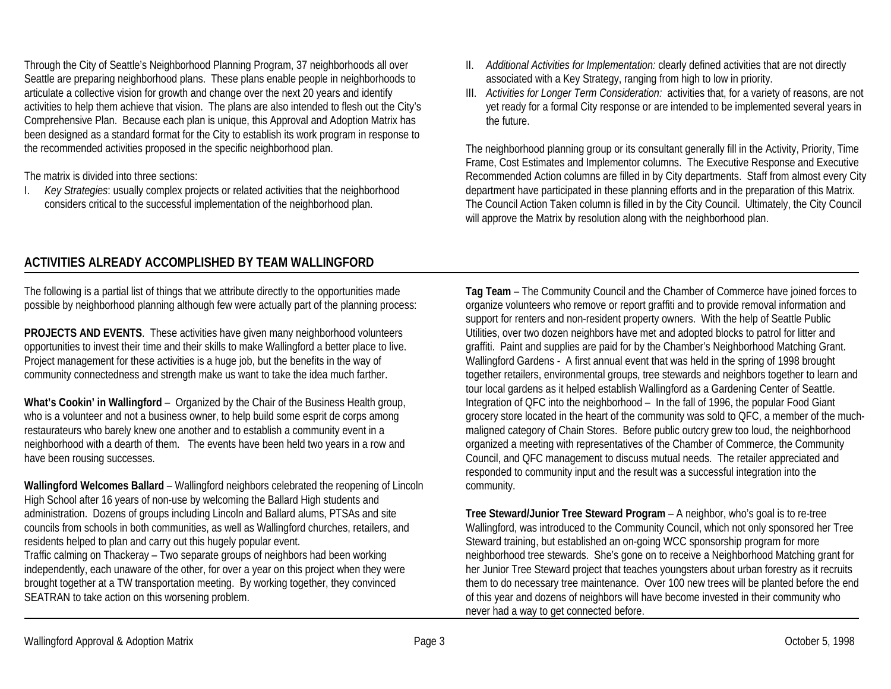Through the City of Seattle's Neighborhood Planning Program, 37 neighborhoods all over Seattle are preparing neighborhood plans. These plans enable people in neighborhoods to articulate a collective vision for growth and change over the next 20 years and identify activities to help them achieve that vision. The plans are also intended to flesh out the City's Comprehensive Plan. Because each plan is unique, this Approval and Adoption Matrix has been designed as a standard format for the City to establish its work program in response to the recommended activities proposed in the specific neighborhood plan.

The matrix is divided into three sections:

I. *Key Strategies*: usually complex projects or related activities that the neighborhood considers critical to the successful implementation of the neighborhood plan.
II. *Additional Activities for Implementation:* clearly defined activities that are not directly associated with a Key Strategy, ranging from high to low in priority.
III. *Activities for Longer Term Consideration:* activities that, for a variety of reasons, are not yet ready for a formal City response or are intended to be implemented several years in the future.

The neighborhood planning group or its consultant generally fill in the Activity, Priority, Time Frame, Cost Estimates and Implementor columns. The Executive Response and Executive Recommended Action columns are filled in by City departments. Staff from almost every City department have participated in these planning efforts and in the preparation of this Matrix. The Council Action Taken column is filled in by the City Council. Ultimately, the City Council will approve the Matrix by resolution along with the neighborhood plan.

## ACTIVITIES ALREADY ACCOMPLISHED BY TEAM WALLINGFORD

The following is a partial list of things that we attribute directly to the opportunities made possible by neighborhood planning although few were actually part of the planning process:

**PROJECTS AND EVENTS**. These activities have given many neighborhood volunteers opportunities to invest their time and their skills to make Wallingford a better place to live. Project management for these activities is a huge job, but the benefits in the way of community connectedness and strength make us want to take the idea much farther.

**What's Cookin' in Wallingford** – Organized by the Chair of the Business Health group, who is a volunteer and not a business owner, to help build some esprit de corps among restaurateurs who barely knew one another and to establish a community event in a neighborhood with a dearth of them. The events have been held two years in a row and have been rousing successes.

**Wallingford Welcomes Ballard** – Wallingford neighbors celebrated the reopening of Lincoln High School after 16 years of non-use by welcoming the Ballard High students and administration. Dozens of groups including Lincoln and Ballard alums, PTSAs and site councils from schools in both communities, as well as Wallingford churches, retailers, and residents helped to plan and carry out this hugely popular event.

Traffic calming on Thackeray – Two separate groups of neighbors had been working independently, each unaware of the other, for over a year on this project when they were brought together at a TW transportation meeting. By working together, they convinced SEATRAN to take action on this worsening problem.

**Tag Team** – The Community Council and the Chamber of Commerce have joined forces to organize volunteers who remove or report graffiti and to provide removal information and support for renters and non-resident property owners. With the help of Seattle Public Utilities, over two dozen neighbors have met and adopted blocks to patrol for litter and graffiti. Paint and supplies are paid for by the Chamber's Neighborhood Matching Grant.

Wallingford Gardens - A first annual event that was held in the spring of 1998 brought together retailers, environmental groups, tree stewards and neighbors together to learn and tour local gardens as it helped establish Wallingford as a Gardening Center of Seattle.

Integration of QFC into the neighborhood – In the fall of 1996, the popular Food Giant grocery store located in the heart of the community was sold to QFC, a member of the much-maligned category of Chain Stores. Before public outcry grew too loud, the neighborhood organized a meeting with representatives of the Chamber of Commerce, the Community Council, and QFC management to discuss mutual needs. The retailer appreciated and responded to community input and the result was a successful integration into the community.

**Tree Steward/Junior Tree Steward Program** – A neighbor, who's goal is to re-tree Wallingford, was introduced to the Community Council, which not only sponsored her Tree Steward training, but established an on-going WCC sponsorship program for more neighborhood tree stewards. She's gone on to receive a Neighborhood Matching grant for her Junior Tree Steward project that teaches youngsters about urban forestry as it recruits them to do necessary tree maintenance. Over 100 new trees will be planted before the end of this year and dozens of neighbors will have become invested in their community who never had a way to get connected before.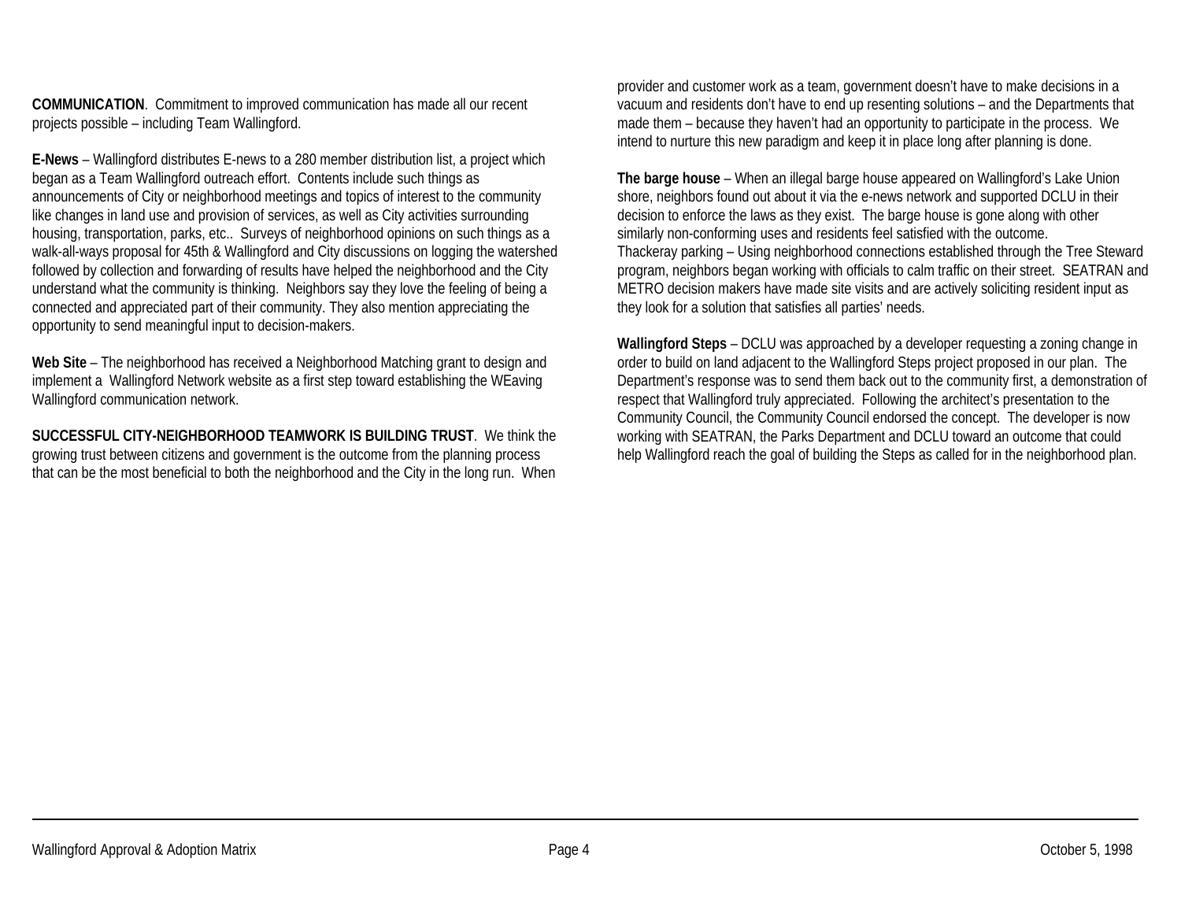**COMMUNICATION**. Commitment to improved communication has made all our recent projects possible – including Team Wallingford.

**E-News** – Wallingford distributes E-news to a 280 member distribution list, a project which began as a Team Wallingford outreach effort. Contents include such things as announcements of City or neighborhood meetings and topics of interest to the community like changes in land use and provision of services, as well as City activities surrounding housing, transportation, parks, etc.. Surveys of neighborhood opinions on such things as a walk-all-ways proposal for 45th & Wallingford and City discussions on logging the watershed followed by collection and forwarding of results have helped the neighborhood and the City understand what the community is thinking. Neighbors say they love the feeling of being a connected and appreciated part of their community. They also mention appreciating the opportunity to send meaningful input to decision-makers.

**Web Site** – The neighborhood has received a Neighborhood Matching grant to design and implement a Wallingford Network website as a first step toward establishing the WEaving Wallingford communication network.

**SUCCESSFUL CITY-NEIGHBORHOOD TEAMWORK IS BUILDING TRUST**. We think the growing trust between citizens and government is the outcome from the planning process that can be the most beneficial to both the neighborhood and the City in the long run. When provider and customer work as a team, government doesn't have to make decisions in a vacuum and residents don't have to end up resenting solutions – and the Departments that made them – because they haven't had an opportunity to participate in the process. We intend to nurture this new paradigm and keep it in place long after planning is done.

**The barge house** – When an illegal barge house appeared on Wallingford's Lake Union shore, neighbors found out about it via the e-news network and supported DCLU in their decision to enforce the laws as they exist. The barge house is gone along with other similarly non-conforming uses and residents feel satisfied with the outcome.
Thackeray parking – Using neighborhood connections established through the Tree Steward program, neighbors began working with officials to calm traffic on their street. SEATRAN and METRO decision makers have made site visits and are actively soliciting resident input as they look for a solution that satisfies all parties' needs.

**Wallingford Steps** – DCLU was approached by a developer requesting a zoning change in order to build on land adjacent to the Wallingford Steps project proposed in our plan. The Department's response was to send them back out to the community first, a demonstration of respect that Wallingford truly appreciated. Following the architect's presentation to the Community Council, the Community Council endorsed the concept. The developer is now working with SEATRAN, the Parks Department and DCLU toward an outcome that could help Wallingford reach the goal of building the Steps as called for in the neighborhood plan.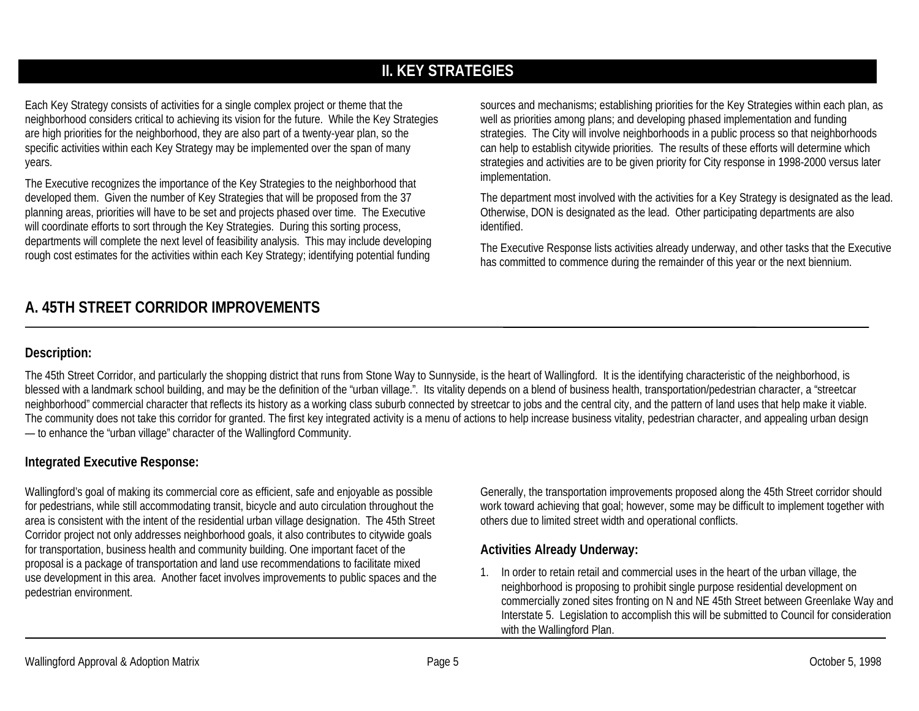# II. KEY STRATEGIES

Each Key Strategy consists of activities for a single complex project or theme that the neighborhood considers critical to achieving its vision for the future. While the Key Strategies are high priorities for the neighborhood, they are also part of a twenty-year plan, so the specific activities within each Key Strategy may be implemented over the span of many years.

The Executive recognizes the importance of the Key Strategies to the neighborhood that developed them. Given the number of Key Strategies that will be proposed from the 37 planning areas, priorities will have to be set and projects phased over time. The Executive will coordinate efforts to sort through the Key Strategies. During this sorting process, departments will complete the next level of feasibility analysis. This may include developing rough cost estimates for the activities within each Key Strategy; identifying potential funding sources and mechanisms; establishing priorities for the Key Strategies within each plan, as well as priorities among plans; and developing phased implementation and funding strategies. The City will involve neighborhoods in a public process so that neighborhoods can help to establish citywide priorities. The results of these efforts will determine which strategies and activities are to be given priority for City response in 1998-2000 versus later implementation.

The department most involved with the activities for a Key Strategy is designated as the lead. Otherwise, DON is designated as the lead. Other participating departments are also identified.

The Executive Response lists activities already underway, and other tasks that the Executive has committed to commence during the remainder of this year or the next biennium.

## A. 45TH STREET CORRIDOR IMPROVEMENTS

### Description:

The 45th Street Corridor, and particularly the shopping district that runs from Stone Way to Sunnyside, is the heart of Wallingford. It is the identifying characteristic of the neighborhood, is blessed with a landmark school building, and may be the definition of the "urban village.". Its vitality depends on a blend of business health, transportation/pedestrian character, a "streetcar neighborhood" commercial character that reflects its history as a working class suburb connected by streetcar to jobs and the central city, and the pattern of land uses that help make it viable. The community does not take this corridor for granted. The first key integrated activity is a menu of actions to help increase business vitality, pedestrian character, and appealing urban design — to enhance the "urban village" character of the Wallingford Community.

### Integrated Executive Response:

Wallingford's goal of making its commercial core as efficient, safe and enjoyable as possible for pedestrians, while still accommodating transit, bicycle and auto circulation throughout the area is consistent with the intent of the residential urban village designation. The 45th Street Corridor project not only addresses neighborhood goals, it also contributes to citywide goals for transportation, business health and community building. One important facet of the proposal is a package of transportation and land use recommendations to facilitate mixed use development in this area. Another facet involves improvements to public spaces and the pedestrian environment.

Generally, the transportation improvements proposed along the 45th Street corridor should work toward achieving that goal; however, some may be difficult to implement together with others due to limited street width and operational conflicts.

### Activities Already Underway:

1. In order to retain retail and commercial uses in the heart of the urban village, the neighborhood is proposing to prohibit single purpose residential development on commercially zoned sites fronting on N and NE 45th Street between Greenlake Way and Interstate 5. Legislation to accomplish this will be submitted to Council for consideration with the Wallingford Plan.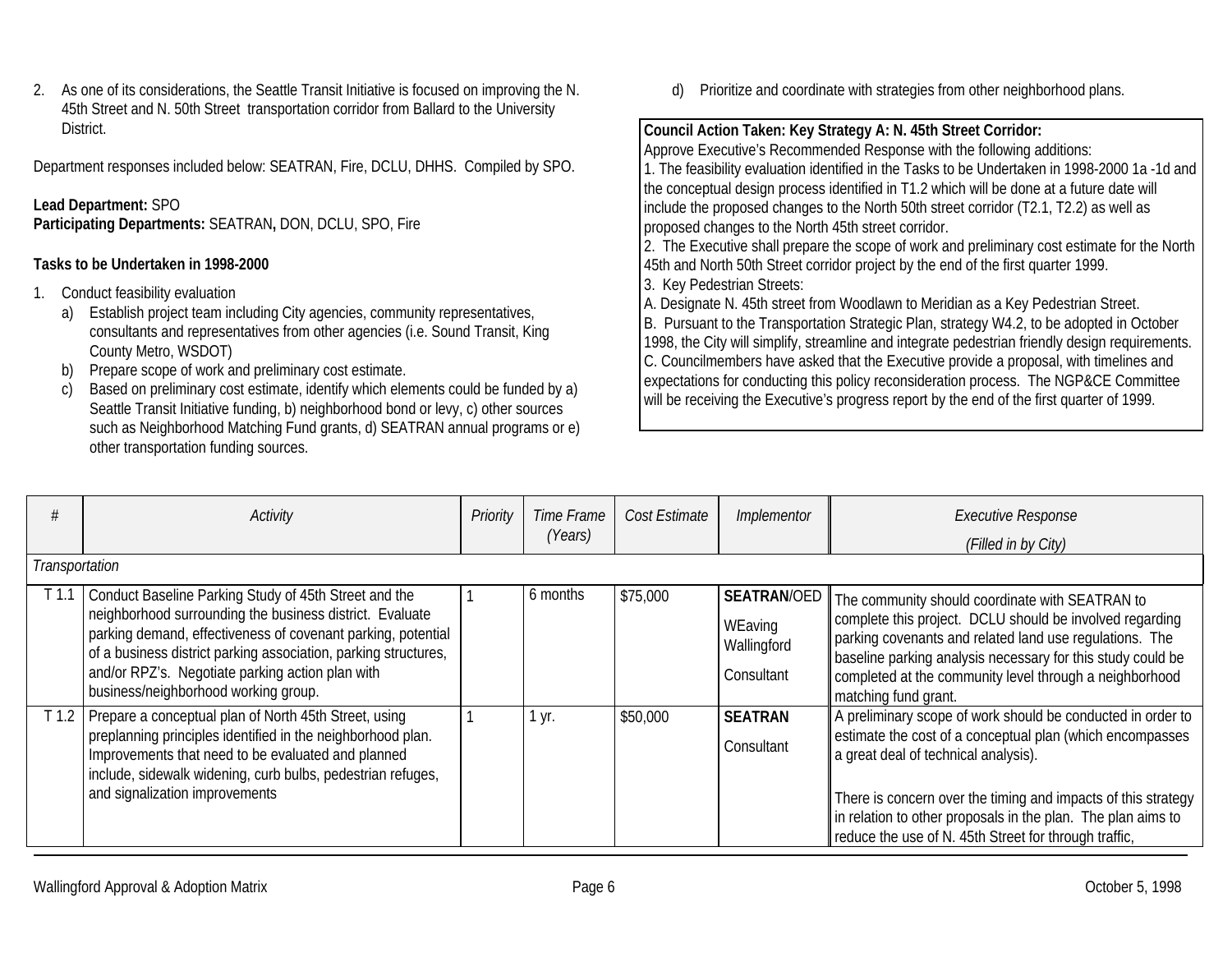2. As one of its considerations, the Seattle Transit Initiative is focused on improving the N. 45th Street and N. 50th Street transportation corridor from Ballard to the University District.

Department responses included below: SEATRAN, Fire, DCLU, DHHS. Compiled by SPO.

**Lead Department:** SPO
**Participating Departments:** SEATRAN**,** DON, DCLU, SPO, Fire

**Tasks to be Undertaken in 1998-2000**

1. Conduct feasibility evaluation
   a) Establish project team including City agencies, community representatives, consultants and representatives from other agencies (i.e. Sound Transit, King County Metro, WSDOT)
   b) Prepare scope of work and preliminary cost estimate.
   c) Based on preliminary cost estimate, identify which elements could be funded by a) Seattle Transit Initiative funding, b) neighborhood bond or levy, c) other sources such as Neighborhood Matching Fund grants, d) SEATRAN annual programs or e) other transportation funding sources.
   d) Prioritize and coordinate with strategies from other neighborhood plans.

**Council Action Taken: Key Strategy A: N. 45th Street Corridor:**
Approve Executive's Recommended Response with the following additions:
1. The feasibility evaluation identified in the Tasks to be Undertaken in 1998-2000 1a -1d and the conceptual design process identified in T1.2 which will be done at a future date will include the proposed changes to the North 50th street corridor (T2.1, T2.2) as well as proposed changes to the North 45th street corridor.
2. The Executive shall prepare the scope of work and preliminary cost estimate for the North 45th and North 50th Street corridor project by the end of the first quarter 1999.
3. Key Pedestrian Streets:
A. Designate N. 45th street from Woodlawn to Meridian as a Key Pedestrian Street.
B. Pursuant to the Transportation Strategic Plan, strategy W4.2, to be adopted in October 1998, the City will simplify, streamline and integrate pedestrian friendly design requirements.
C. Councilmembers have asked that the Executive provide a proposal, with timelines and expectations for conducting this policy reconsideration process. The NGP&CE Committee will be receiving the Executive's progress report by the end of the first quarter of 1999.

| # | Activity | Priority | Time Frame (Years) | Cost Estimate | Implementor | Executive Response (Filled in by City) |
|---|---|---|---|---|---|---|
| *Transportation* | | | | | | |
| T 1.1 | Conduct Baseline Parking Study of 45th Street and the neighborhood surrounding the business district. Evaluate parking demand, effectiveness of covenant parking, potential of a business district parking association, parking structures, and/or RPZ's. Negotiate parking action plan with business/neighborhood working group. | 1 | 6 months | $75,000 | **SEATRAN**/OED<br>WEaving Wallingford<br>Consultant | The community should coordinate with SEATRAN to complete this project. DCLU should be involved regarding parking covenants and related land use regulations. The baseline parking analysis necessary for this study could be completed at the community level through a neighborhood matching fund grant. |
| T 1.2 | Prepare a conceptual plan of North 45th Street, using preplanning principles identified in the neighborhood plan. Improvements that need to be evaluated and planned include, sidewalk widening, curb bulbs, pedestrian refuges, and signalization improvements | 1 | 1 yr. | $50,000 | **SEATRAN**<br>Consultant | A preliminary scope of work should be conducted in order to estimate the cost of a conceptual plan (which encompasses a great deal of technical analysis).<br><br>There is concern over the timing and impacts of this strategy in relation to other proposals in the plan. The plan aims to reduce the use of N. 45th Street for through traffic, |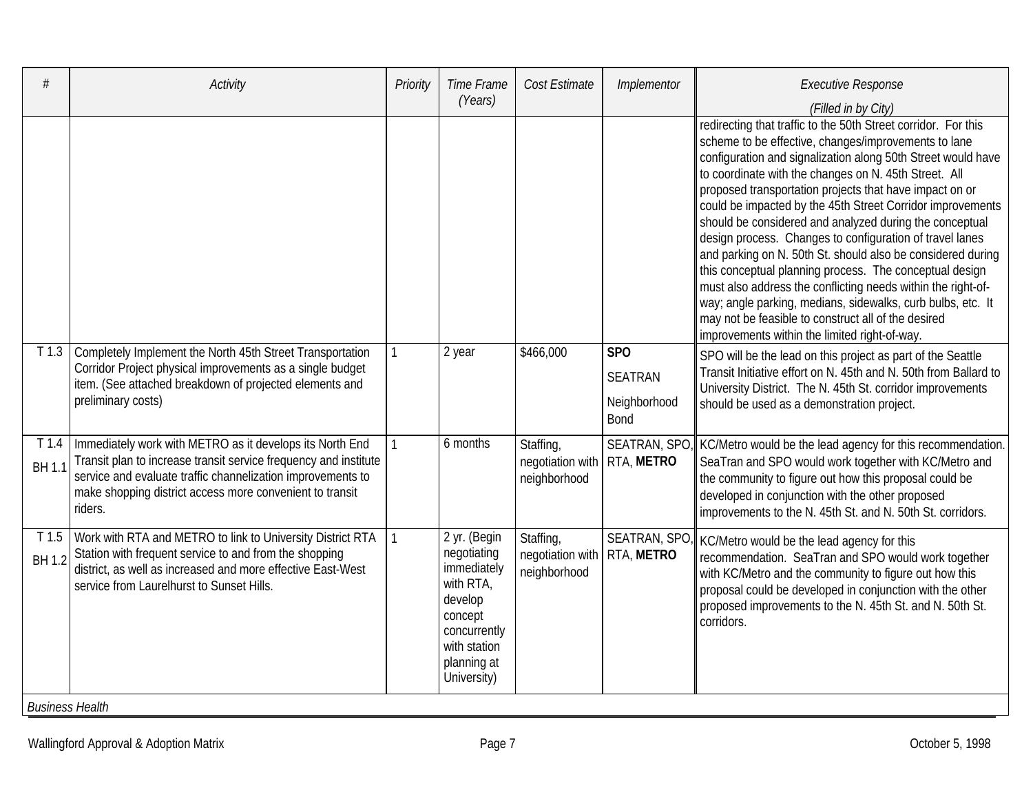| # | Activity | Priority | Time Frame (Years) | Cost Estimate | Implementor | Executive Response (Filled in by City) |
|---|---|---|---|---|---|---|
| | | | | | | redirecting that traffic to the 50th Street corridor. For this scheme to be effective, changes/improvements to lane configuration and signalization along 50th Street would have to coordinate with the changes on N. 45th Street. All proposed transportation projects that have impact on or could be impacted by the 45th Street Corridor improvements should be considered and analyzed during the conceptual design process. Changes to configuration of travel lanes and parking on N. 50th St. should also be considered during this conceptual planning process. The conceptual design must also address the conflicting needs within the right-of-way; angle parking, medians, sidewalks, curb bulbs, etc. It may not be feasible to construct all of the desired improvements within the limited right-of-way. |
| T 1.3 | Completely Implement the North 45th Street Transportation Corridor Project physical improvements as a single budget item. (See attached breakdown of projected elements and preliminary costs) | 1 | 2 year | $466,000 | **SPO**<br>SEATRAN<br>Neighborhood Bond | SPO will be the lead on this project as part of the Seattle Transit Initiative effort on N. 45th and N. 50th from Ballard to University District. The N. 45th St. corridor improvements should be used as a demonstration project. |
| T 1.4<br>BH 1.1 | Immediately work with METRO as it develops its North End Transit plan to increase transit service frequency and institute service and evaluate traffic channelization improvements to make shopping district access more convenient to transit riders. | 1 | 6 months | Staffing, negotiation with neighborhood | SEATRAN, SPO, RTA, **METRO** | KC/Metro would be the lead agency for this recommendation. SeaTran and SPO would work together with KC/Metro and the community to figure out how this proposal could be developed in conjunction with the other proposed improvements to the N. 45th St. and N. 50th St. corridors. |
| T 1.5<br>BH 1.2 | Work with RTA and METRO to link to University District RTA Station with frequent service to and from the shopping district, as well as increased and more effective East-West service from Laurelhurst to Sunset Hills. | 1 | 2 yr. (Begin negotiating immediately with RTA, develop concept concurrently with station planning at University) | Staffing, negotiation with neighborhood | SEATRAN, SPO, RTA, **METRO** | KC/Metro would be the lead agency for this recommendation. SeaTran and SPO would work together with KC/Metro and the community to figure out how this proposal could be developed in conjunction with the other proposed improvements to the N. 45th St. and N. 50th St. corridors. |
| *Business Health* | | | | | | |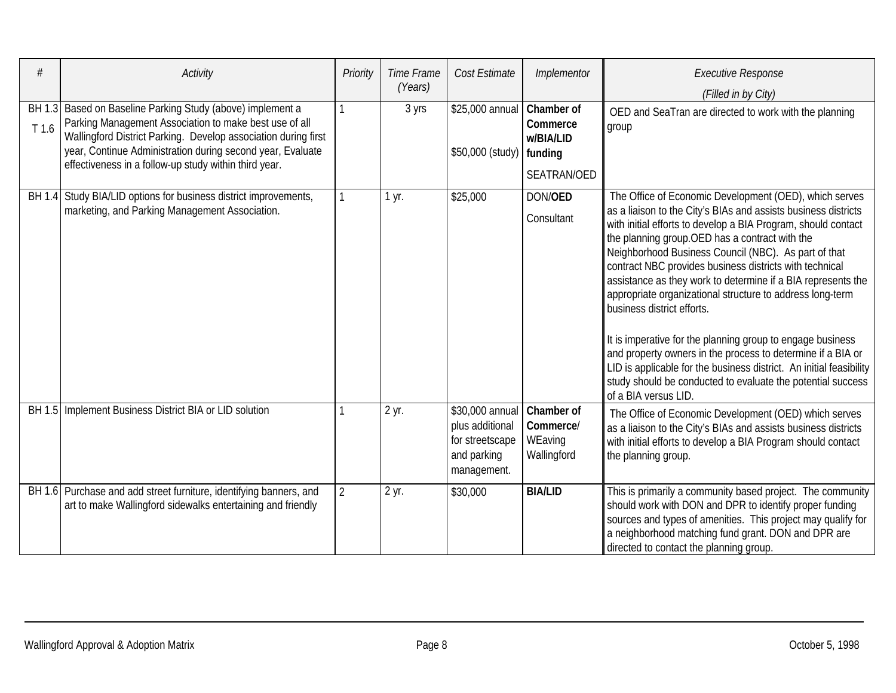| # | Activity | Priority | Time Frame (Years) | Cost Estimate | Implementor | Executive Response (Filled in by City) |
|---|---|---|---|---|---|---|
| BH 1.3 T 1.6 | Based on Baseline Parking Study (above) implement a Parking Management Association to make best use of all Wallingford District Parking. Develop association during first year, Continue Administration during second year, Evaluate effectiveness in a follow-up study within third year. | 1 | 3 yrs | $25,000 annual $50,000 (study) | **Chamber of Commerce w/BIA/LID funding** SEATRAN/OED | OED and SeaTran are directed to work with the planning group |
| BH 1.4 | Study BIA/LID options for business district improvements, marketing, and Parking Management Association. | 1 | 1 yr. | $25,000 | DON/**OED** Consultant | The Office of Economic Development (OED), which serves as a liaison to the City's BIAs and assists business districts with initial efforts to develop a BIA Program, should contact the planning group.OED has a contract with the Neighborhood Business Council (NBC). As part of that contract NBC provides business districts with technical assistance as they work to determine if a BIA represents the appropriate organizational structure to address long-term business district efforts.<br><br>It is imperative for the planning group to engage business and property owners in the process to determine if a BIA or LID is applicable for the business district. An initial feasibility study should be conducted to evaluate the potential success of a BIA versus LID. |
| BH 1.5 | Implement Business District BIA or LID solution | 1 | 2 yr. | $30,000 annual plus additional for streetscape and parking management. | **Chamber of Commerce**/ WEaving Wallingford | The Office of Economic Development (OED) which serves as a liaison to the City's BIAs and assists business districts with initial efforts to develop a BIA Program should contact the planning group. |
| BH 1.6 | Purchase and add street furniture, identifying banners, and art to make Wallingford sidewalks entertaining and friendly | 2 | 2 yr. | $30,000 | **BIA/LID** | This is primarily a community based project. The community should work with DON and DPR to identify proper funding sources and types of amenities. This project may qualify for a neighborhood matching fund grant. DON and DPR are directed to contact the planning group. |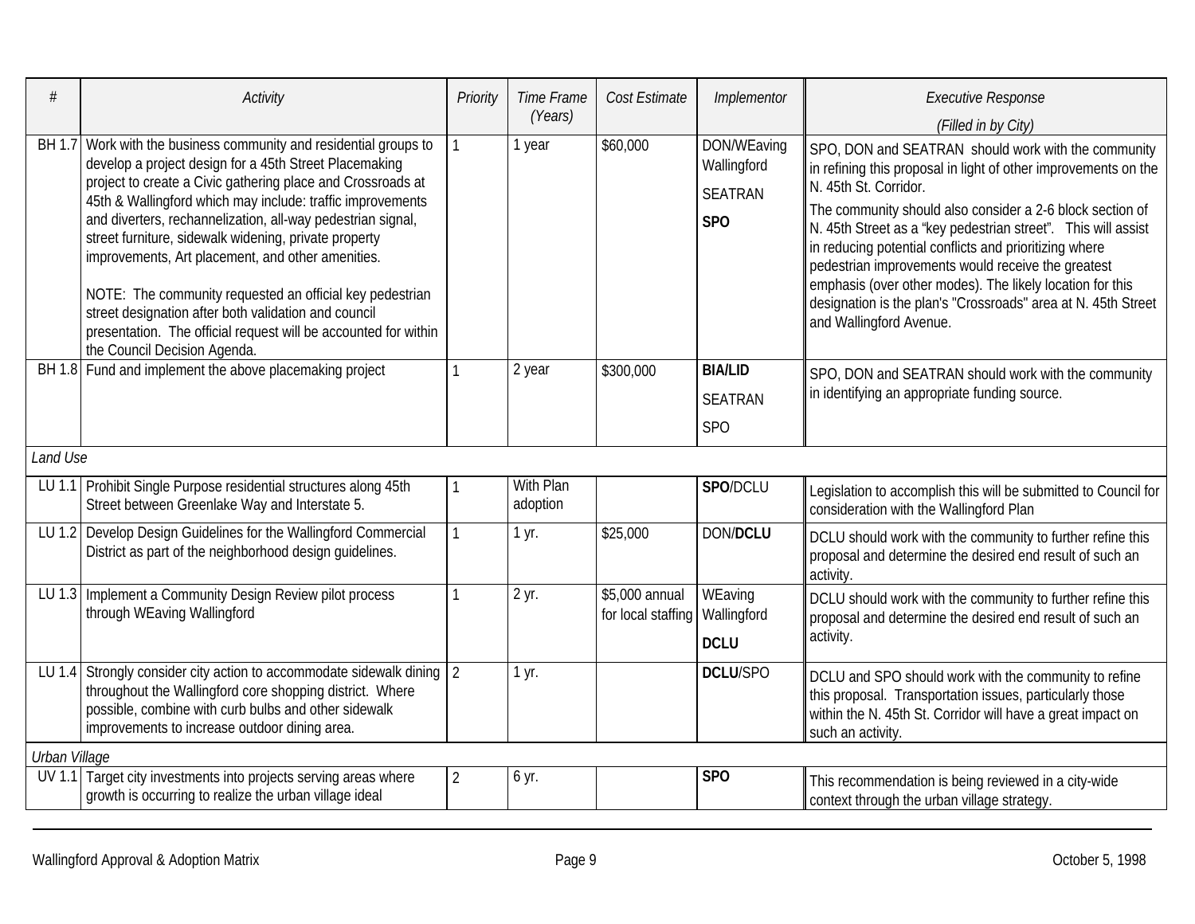| # | *Activity* | *Priority* | *Time Frame (Years)* | *Cost Estimate* | *Implementor* | *Executive Response (Filled in by City)* |
|---|---|---|---|---|---|---|
| BH 1.7 | Work with the business community and residential groups to develop a project design for a 45th Street Placemaking project to create a Civic gathering place and Crossroads at 45th & Wallingford which may include: traffic improvements and diverters, rechannelization, all-way pedestrian signal, street furniture, sidewalk widening, private property improvements, Art placement, and other amenities.<br><br>NOTE: The community requested an official key pedestrian street designation after both validation and council presentation. The official request will be accounted for within the Council Decision Agenda. | 1 | 1 year | $60,000 | DON/WEaving Wallingford<br>SEATRAN<br>**SPO** | SPO, DON and SEATRAN should work with the community in refining this proposal in light of other improvements on the N. 45th St. Corridor.<br>The community should also consider a 2-6 block section of N. 45th Street as a "key pedestrian street". This will assist in reducing potential conflicts and prioritizing where pedestrian improvements would receive the greatest emphasis (over other modes). The likely location for this designation is the plan's "Crossroads" area at N. 45th Street and Wallingford Avenue. |
| BH 1.8 | Fund and implement the above placemaking project | 1 | 2 year | $300,000 | **BIA/LID**<br>SEATRAN<br>SPO | SPO, DON and SEATRAN should work with the community in identifying an appropriate funding source. |
| *Land Use* | | | | | | |
| LU 1.1 | Prohibit Single Purpose residential structures along 45th Street between Greenlake Way and Interstate 5. | 1 | With Plan adoption | | **SPO**/DCLU | Legislation to accomplish this will be submitted to Council for consideration with the Wallingford Plan |
| LU 1.2 | Develop Design Guidelines for the Wallingford Commercial District as part of the neighborhood design guidelines. | 1 | 1 yr. | $25,000 | DON/**DCLU** | DCLU should work with the community to further refine this proposal and determine the desired end result of such an activity. |
| LU 1.3 | Implement a Community Design Review pilot process through WEaving Wallingford | 1 | 2 yr. | $5,000 annual for local staffing | WEaving Wallingford<br>**DCLU** | DCLU should work with the community to further refine this proposal and determine the desired end result of such an activity. |
| LU 1.4 | Strongly consider city action to accommodate sidewalk dining throughout the Wallingford core shopping district. Where possible, combine with curb bulbs and other sidewalk improvements to increase outdoor dining area. | 2 | 1 yr. | | **DCLU**/SPO | DCLU and SPO should work with the community to refine this proposal. Transportation issues, particularly those within the N. 45th St. Corridor will have a great impact on such an activity. |
| *Urban Village* | | | | | | |
| UV 1.1 | Target city investments into projects serving areas where growth is occurring to realize the urban village ideal | 2 | 6 yr. | | **SPO** | This recommendation is being reviewed in a city-wide context through the urban village strategy. |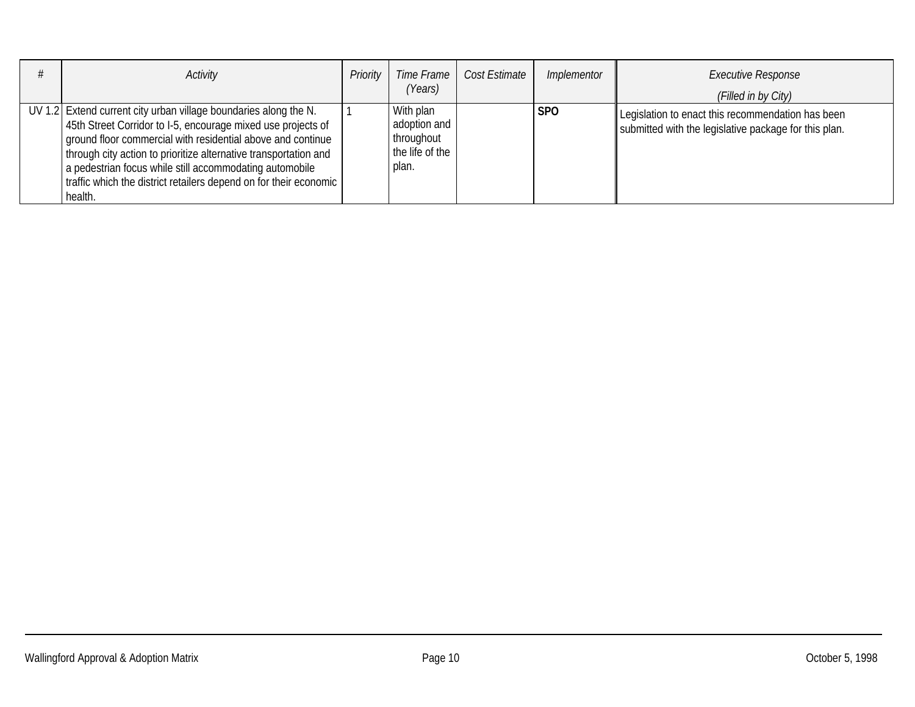| # | Activity | Priority | Time Frame (Years) | Cost Estimate | Implementor | Executive Response (Filled in by City) |
|---|---|---|---|---|---|---|
| UV 1.2 | Extend current city urban village boundaries along the N. 45th Street Corridor to I-5, encourage mixed use projects of ground floor commercial with residential above and continue through city action to prioritize alternative transportation and a pedestrian focus while still accommodating automobile traffic which the district retailers depend on for their economic health. | 1 | With plan adoption and throughout the life of the plan. | | **SPO** | Legislation to enact this recommendation has been submitted with the legislative package for this plan. |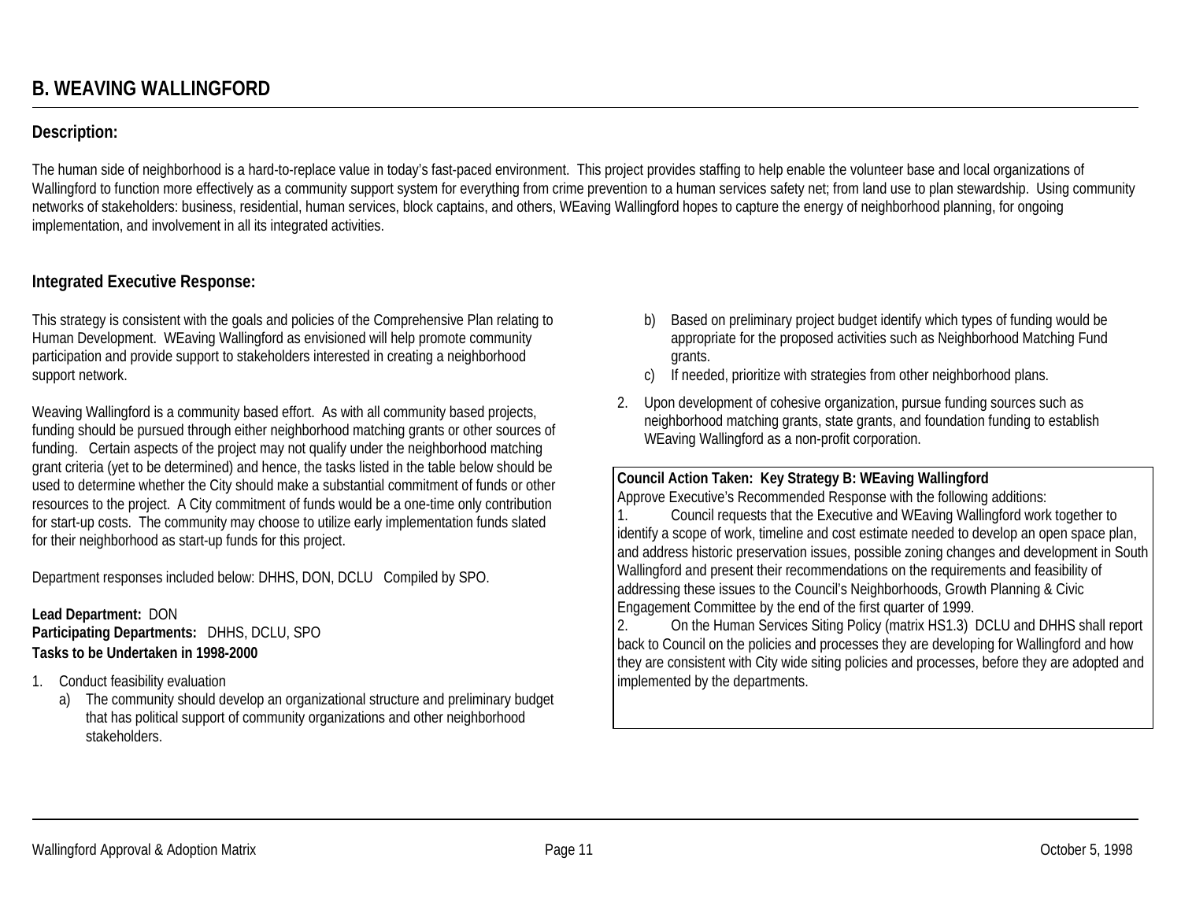## B. WEAVING WALLINGFORD

### Description:

The human side of neighborhood is a hard-to-replace value in today's fast-paced environment. This project provides staffing to help enable the volunteer base and local organizations of Wallingford to function more effectively as a community support system for everything from crime prevention to a human services safety net; from land use to plan stewardship. Using community networks of stakeholders: business, residential, human services, block captains, and others, WEaving Wallingford hopes to capture the energy of neighborhood planning, for ongoing implementation, and involvement in all its integrated activities.

### Integrated Executive Response:

This strategy is consistent with the goals and policies of the Comprehensive Plan relating to Human Development. WEaving Wallingford as envisioned will help promote community participation and provide support to stakeholders interested in creating a neighborhood support network.

Weaving Wallingford is a community based effort. As with all community based projects, funding should be pursued through either neighborhood matching grants or other sources of funding. Certain aspects of the project may not qualify under the neighborhood matching grant criteria (yet to be determined) and hence, the tasks listed in the table below should be used to determine whether the City should make a substantial commitment of funds or other resources to the project. A City commitment of funds would be a one-time only contribution for start-up costs. The community may choose to utilize early implementation funds slated for their neighborhood as start-up funds for this project.

Department responses included below: DHHS, DON, DCLU Compiled by SPO.

**Lead Department:** DON
**Participating Departments:** DHHS, DCLU, SPO
**Tasks to be Undertaken in 1998-2000**

1. Conduct feasibility evaluation
   a) The community should develop an organizational structure and preliminary budget that has political support of community organizations and other neighborhood stakeholders.
   b) Based on preliminary project budget identify which types of funding would be appropriate for the proposed activities such as Neighborhood Matching Fund grants.
   c) If needed, prioritize with strategies from other neighborhood plans.
2. Upon development of cohesive organization, pursue funding sources such as neighborhood matching grants, state grants, and foundation funding to establish WEaving Wallingford as a non-profit corporation.

**Council Action Taken: Key Strategy B: WEaving Wallingford**
Approve Executive's Recommended Response with the following additions:
1. Council requests that the Executive and WEaving Wallingford work together to identify a scope of work, timeline and cost estimate needed to develop an open space plan, and address historic preservation issues, possible zoning changes and development in South Wallingford and present their recommendations on the requirements and feasibility of addressing these issues to the Council's Neighborhoods, Growth Planning & Civic Engagement Committee by the end of the first quarter of 1999.
2. On the Human Services Siting Policy (matrix HS1.3) DCLU and DHHS shall report back to Council on the policies and processes they are developing for Wallingford and how they are consistent with City wide siting policies and processes, before they are adopted and implemented by the departments.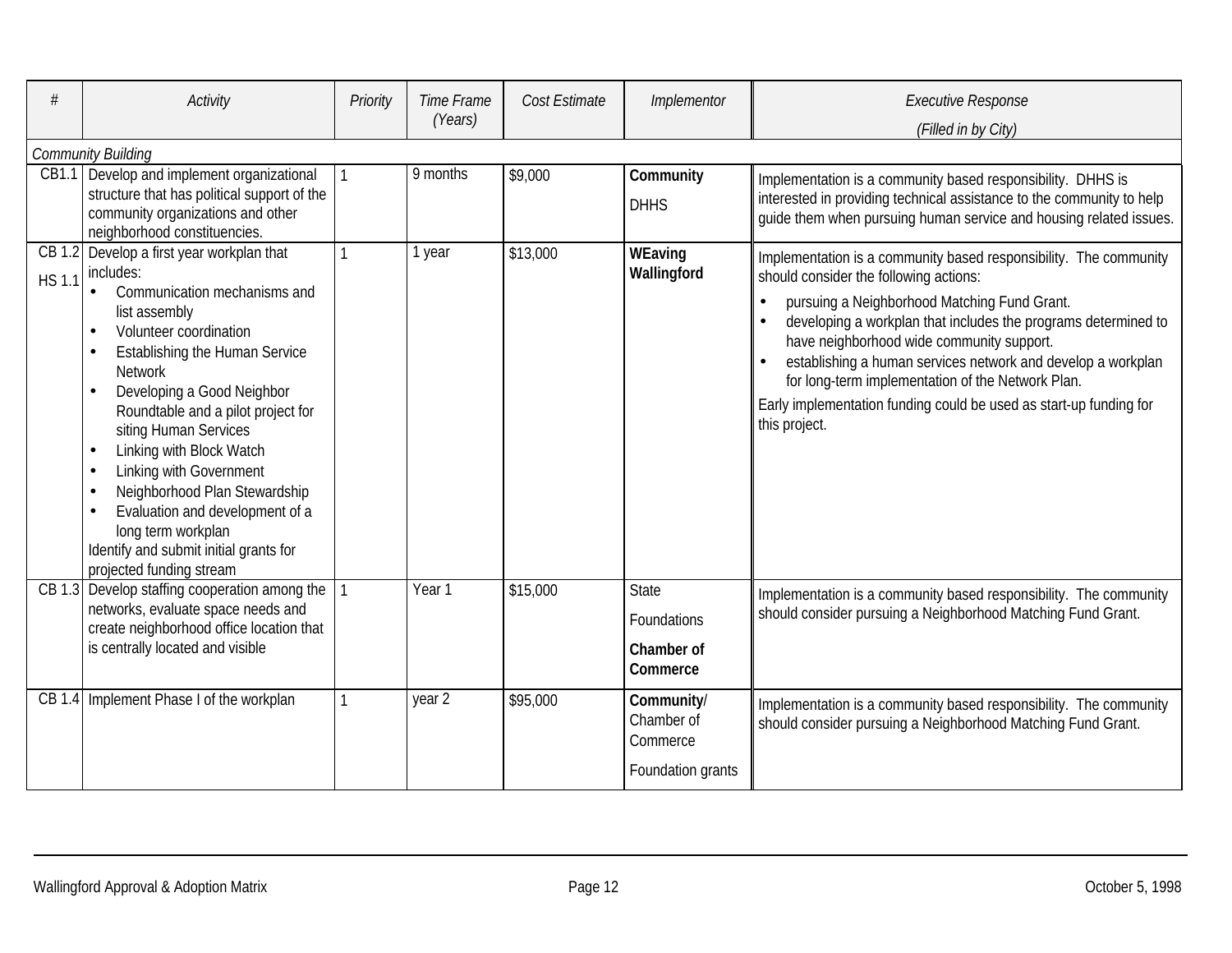| # | Activity | Priority | Time Frame (Years) | Cost Estimate | Implementor | Executive Response (Filled in by City) |
|---|---|---|---|---|---|---|
| *Community Building* | | | | | | |
| CB1.1 | Develop and implement organizational structure that has political support of the community organizations and other neighborhood constituencies. | 1 | 9 months | $9,000 | **Community** DHHS | Implementation is a community based responsibility. DHHS is interested in providing technical assistance to the community to help guide them when pursuing human service and housing related issues. |
| CB 1.2 HS 1.1 | Develop a first year workplan that includes: <br>• Communication mechanisms and list assembly <br>• Volunteer coordination <br>• Establishing the Human Service Network <br>• Developing a Good Neighbor Roundtable and a pilot project for siting Human Services <br>• Linking with Block Watch <br>• Linking with Government <br>• Neighborhood Plan Stewardship <br>• Evaluation and development of a long term workplan <br>Identify and submit initial grants for projected funding stream | 1 | 1 year | $13,000 | **WEaving Wallingford** | Implementation is a community based responsibility. The community should consider the following actions: <br>• pursuing a Neighborhood Matching Fund Grant. <br>• developing a workplan that includes the programs determined to have neighborhood wide community support. <br>• establishing a human services network and develop a workplan for long-term implementation of the Network Plan. <br>Early implementation funding could be used as start-up funding for this project. |
| CB 1.3 | Develop staffing cooperation among the networks, evaluate space needs and create neighborhood office location that is centrally located and visible | 1 | Year 1 | $15,000 | State <br>Foundations <br>**Chamber of Commerce** | Implementation is a community based responsibility. The community should consider pursuing a Neighborhood Matching Fund Grant. |
| CB 1.4 | Implement Phase I of the workplan | 1 | year 2 | $95,000 | **Community**/ Chamber of Commerce <br>Foundation grants | Implementation is a community based responsibility. The community should consider pursuing a Neighborhood Matching Fund Grant. |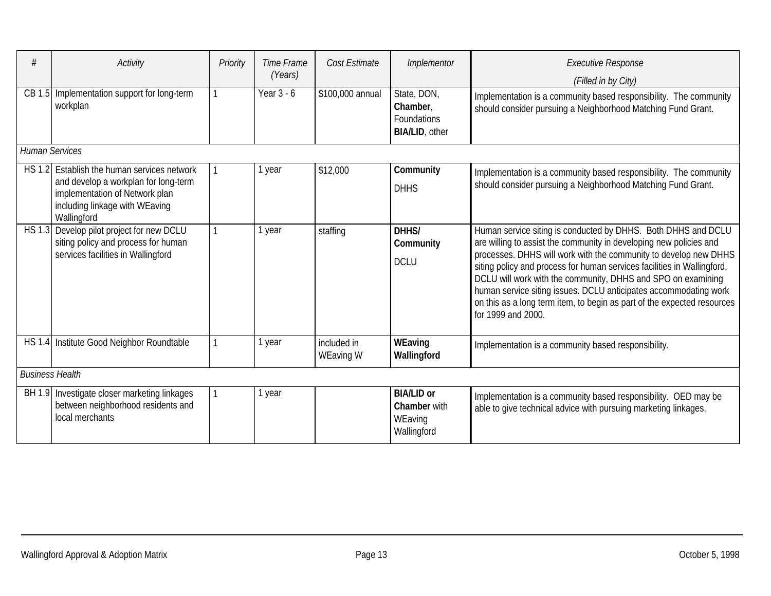| # | Activity | Priority | Time Frame (Years) | Cost Estimate | Implementor | Executive Response (Filled in by City) |
|---|---|---|---|---|---|---|
| CB 1.5 | Implementation support for long-term workplan | 1 | Year 3 - 6 | $100,000 annual | State, DON, **Chamber**, Foundations **BIA/LID**, other | Implementation is a community based responsibility. The community should consider pursuing a Neighborhood Matching Fund Grant. |
| *Human Services* | | | | | | |
| HS 1.2 | Establish the human services network and develop a workplan for long-term implementation of Network plan including linkage with WEaving Wallingford | 1 | 1 year | $12,000 | **Community** DHHS | Implementation is a community based responsibility. The community should consider pursuing a Neighborhood Matching Fund Grant. |
| HS 1.3 | Develop pilot project for new DCLU siting policy and process for human services facilities in Wallingford | 1 | 1 year | staffing | **DHHS/ Community** DCLU | Human service siting is conducted by DHHS. Both DHHS and DCLU are willing to assist the community in developing new policies and processes. DHHS will work with the community to develop new DHHS siting policy and process for human services facilities in Wallingford. DCLU will work with the community, DHHS and SPO on examining human service siting issues. DCLU anticipates accommodating work on this as a long term item, to begin as part of the expected resources for 1999 and 2000. |
| HS 1.4 | Institute Good Neighbor Roundtable | 1 | 1 year | included in WEaving W | **WEaving Wallingford** | Implementation is a community based responsibility. |
| *Business Health* | | | | | | |
| BH 1.9 | Investigate closer marketing linkages between neighborhood residents and local merchants | 1 | 1 year | | **BIA/LID or Chamber** with WEaving Wallingford | Implementation is a community based responsibility. OED may be able to give technical advice with pursuing marketing linkages. |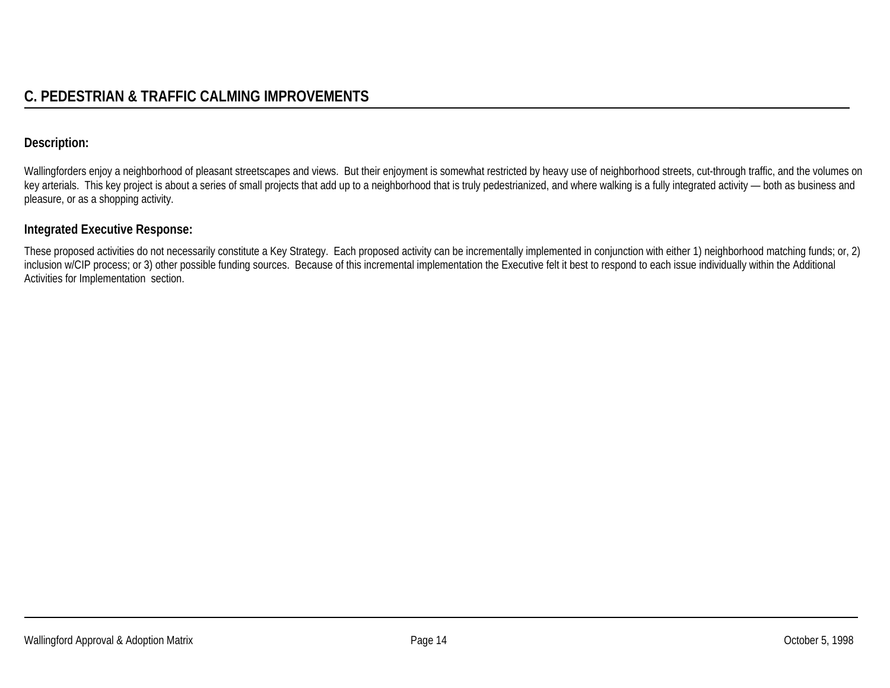## C. PEDESTRIAN & TRAFFIC CALMING IMPROVEMENTS

### Description:

Wallingforders enjoy a neighborhood of pleasant streetscapes and views.  But their enjoyment is somewhat restricted by heavy use of neighborhood streets, cut-through traffic, and the volumes on key arterials.  This key project is about a series of small projects that add up to a neighborhood that is truly pedestrianized, and where walking is a fully integrated activity — both as business and pleasure, or as a shopping activity.

### Integrated Executive Response:

These proposed activities do not necessarily constitute a Key Strategy.  Each proposed activity can be incrementally implemented in conjunction with either 1) neighborhood matching funds; or, 2) inclusion w/CIP process; or 3) other possible funding sources.  Because of this incremental implementation the Executive felt it best to respond to each issue individually within the Additional Activities for Implementation  section.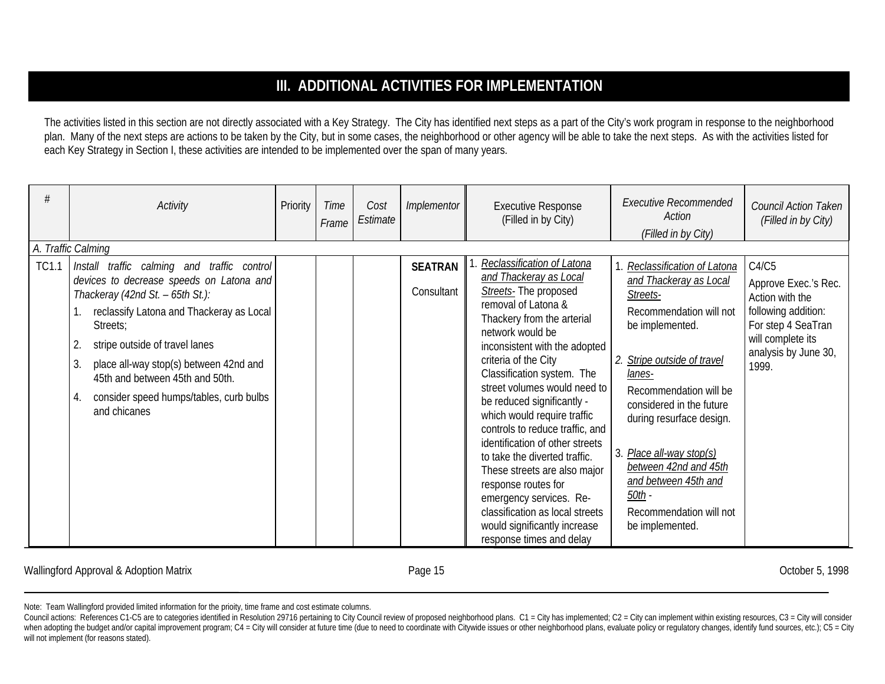## III. ADDITIONAL ACTIVITIES FOR IMPLEMENTATION

The activities listed in this section are not directly associated with a Key Strategy. The City has identified next steps as a part of the City's work program in response to the neighborhood plan. Many of the next steps are actions to be taken by the City, but in some cases, the neighborhood or other agency will be able to take the next steps. As with the activities listed for each Key Strategy in Section I, these activities are intended to be implemented over the span of many years.

| # | *Activity* | Priority | *Time Frame* | *Cost Estimate* | *Implementor* | Executive Response (Filled in by City) | *Executive Recommended Action (Filled in by City)* | *Council Action Taken (Filled in by City)* |
|---|---|---|---|---|---|---|---|---|
| *A. Traffic Calming* | | | | | | | | |
| TC1.1 | *Install traffic calming and traffic control devices to decrease speeds on Latona and Thackeray (42nd St. – 65th St.):*<br>1. reclassify Latona and Thackeray as Local Streets;<br>2. stripe outside of travel lanes<br>3. place all-way stop(s) between 42nd and 45th and between 45th and 50th.<br>4. consider speed humps/tables, curb bulbs and chicanes | | | | **SEATRAN**<br>Consultant | 1. *Reclassification of Latona and Thackeray as Local Streets-* The proposed removal of Latona & Thackery from the arterial network would be inconsistent with the adopted criteria of the City Classification system. The street volumes would need to be reduced significantly - which would require traffic controls to reduce traffic, and identification of other streets to take the diverted traffic. These streets are also major response routes for emergency services. Re-classification as local streets would significantly increase response times and delay | 1. *Reclassification of Latona and Thackeray as Local Streets-*<br>Recommendation will not be implemented.<br>2. *Stripe outside of travel lanes-*<br>Recommendation will be considered in the future during resurface design.<br>3. *Place all-way stop(s) between 42nd and 45th and between 45th and 50th -*<br>Recommendation will not be implemented. | C4/C5<br>Approve Exec.'s Rec. Action with the following addition: For step 4 SeaTran will complete its analysis by June 30, 1999. |

Note: Team Wallingford provided limited information for the prioity, time frame and cost estimate columns.

Council actions: References C1-C5 are to categories identified in Resolution 29716 pertaining to City Council review of proposed neighborhood plans. C1 = City has implemented; C2 = City can implement within existing resources, C3 = City will consider when adopting the budget and/or capital improvement program; C4 = City will consider at future time (due to need to coordinate with Citywide issues or other neighborhood plans, evaluate policy or regulatory changes, identify fund sources, etc.); C5 = City will not implement (for reasons stated).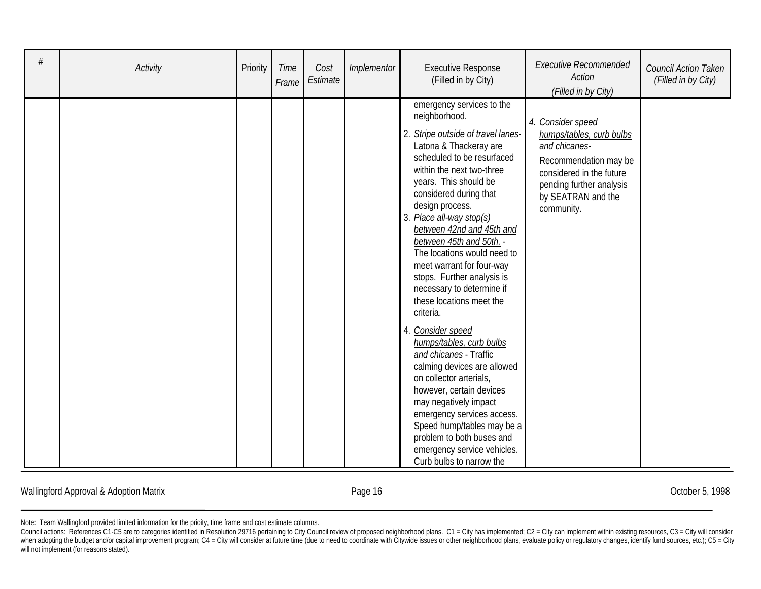| # | Activity | Priority | Time Frame | Cost Estimate | Implementor | Executive Response (Filled in by City) | Executive Recommended Action (Filled in by City) | Council Action Taken (Filled in by City) |
|---|---|---|---|---|---|---|---|---|
| | | | | | | emergency services to the neighborhood.<br><br>2. Stripe outside of travel lanes- Latona & Thackeray are scheduled to be resurfaced within the next two-three years. This should be considered during that design process.<br>3. Place all-way stop(s) between 42nd and 45th and between 45th and 50th. - The locations would need to meet warrant for four-way stops. Further analysis is necessary to determine if these locations meet the criteria.<br><br>4. Consider speed humps/tables, curb bulbs and chicanes - Traffic calming devices are allowed on collector arterials, however, certain devices may negatively impact emergency services access. Speed hump/tables may be a problem to both buses and emergency service vehicles. Curb bulbs to narrow the | 4. Consider speed humps/tables, curb bulbs and chicanes- Recommendation may be considered in the future pending further analysis by SEATRAN and the community. | |

Note: Team Wallingford provided limited information for the prioity, time frame and cost estimate columns.

Council actions: References C1-C5 are to categories identified in Resolution 29716 pertaining to City Council review of proposed neighborhood plans. C1 = City has implemented; C2 = City can implement within existing resources, C3 = City will consider when adopting the budget and/or capital improvement program; C4 = City will consider at future time (due to need to coordinate with Citywide issues or other neighborhood plans, evaluate policy or regulatory changes, identify fund sources, etc.); C5 = City will not implement (for reasons stated).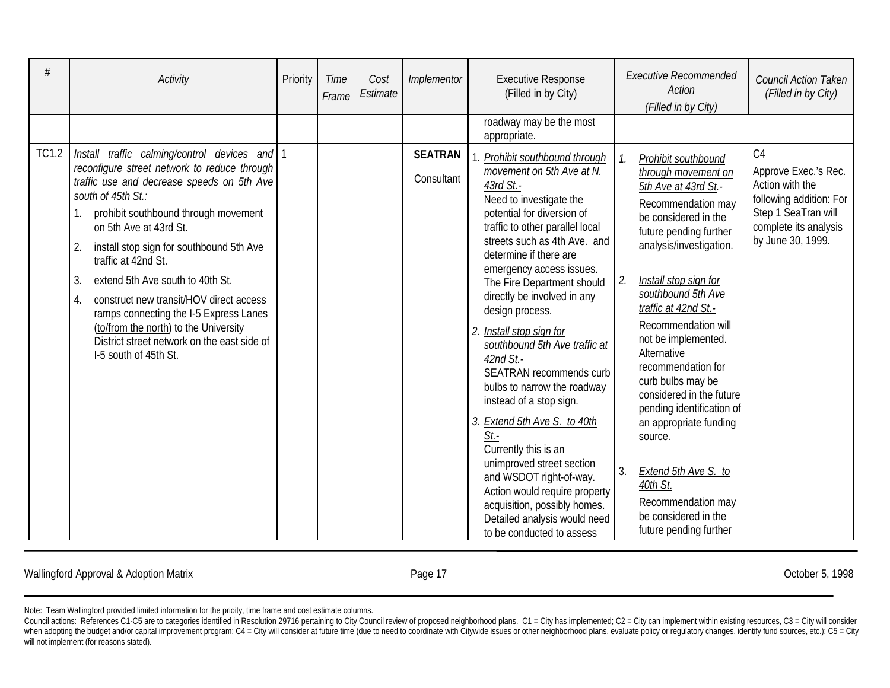| # | Activity | Priority | Time Frame | Cost Estimate | Implementor | Executive Response (Filled in by City) | Executive Recommended Action (Filled in by City) | Council Action Taken (Filled in by City) |
|---|---|---|---|---|---|---|---|---|
| | | | | | | roadway may be the most appropriate. | | |
| TC1.2 | *Install traffic calming/control devices and reconfigure street network to reduce through traffic use and decrease speeds on 5th Ave south of 45th St.:*<br>1. prohibit southbound through movement on 5th Ave at 43rd St.<br>2. install stop sign for southbound 5th Ave traffic at 42nd St.<br>3. extend 5th Ave south to 40th St.<br>4. construct new transit/HOV direct access ramps connecting the I-5 Express Lanes (<u>to/from the north</u>) to the University District street network on the east side of I-5 south of 45th St. | 1 | | | **SEATRAN**<br>Consultant | 1. *<u>Prohibit southbound through movement on 5th Ave at N. 43rd St.-</u>*<br>Need to investigate the potential for diversion of traffic to other parallel local streets such as 4th Ave. and determine if there are emergency access issues. The Fire Department should directly be involved in any design process.<br>2. *<u>Install stop sign for southbound 5th Ave traffic at 42nd St.-</u>*<br>SEATRAN recommends curb bulbs to narrow the roadway instead of a stop sign.<br>3. *<u>Extend 5th Ave S. to 40th St.-</u>*<br>Currently this is an unimproved street section and WSDOT right-of-way. Action would require property acquisition, possibly homes. Detailed analysis would need to be conducted to assess | *1. <u>Prohibit southbound through movement on 5th Ave at 43rd St</u>.-*<br>Recommendation may be considered in the future pending further analysis/investigation.<br>*2. <u>Install stop sign for southbound 5th Ave traffic at 42nd St.-</u>*<br>Recommendation will not be implemented. Alternative recommendation for curb bulbs may be considered in the future pending identification of an appropriate funding source.<br>3. *<u>Extend 5th Ave S. to 40th St</u>.*<br>Recommendation may be considered in the future pending further | C4<br>Approve Exec.'s Rec. Action with the following addition: For Step 1 SeaTran will complete its analysis by June 30, 1999. |

Note: Team Wallingford provided limited information for the prioity, time frame and cost estimate columns.

Council actions: References C1-C5 are to categories identified in Resolution 29716 pertaining to City Council review of proposed neighborhood plans. C1 = City has implemented; C2 = City can implement within existing resources, C3 = City will consider when adopting the budget and/or capital improvement program; C4 = City will consider at future time (due to need to coordinate with Citywide issues or other neighborhood plans, evaluate policy or regulatory changes, identify fund sources, etc.); C5 = City will not implement (for reasons stated).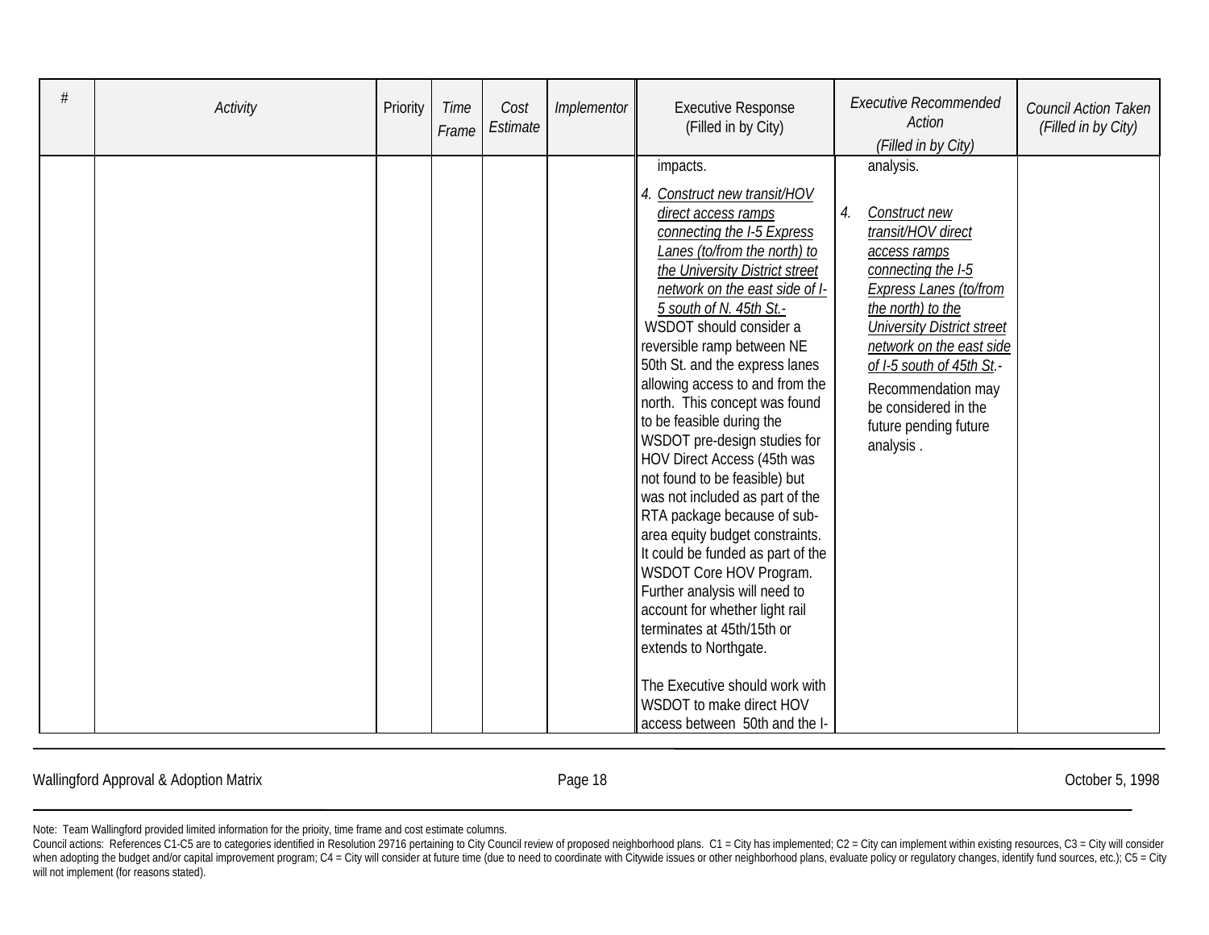| # | Activity | Priority | Time Frame | Cost Estimate | Implementor | Executive Response (Filled in by City) | Executive Recommended Action (Filled in by City) | Council Action Taken (Filled in by City) |
|---|---|---|---|---|---|---|---|---|
| | | | | | | impacts.<br><br>4. Construct new transit/HOV direct access ramps connecting the I-5 Express Lanes (to/from the north) to the University District street network on the east side of I-5 south of N. 45th St.- WSDOT should consider a reversible ramp between NE 50th St. and the express lanes allowing access to and from the north. This concept was found to be feasible during the WSDOT pre-design studies for HOV Direct Access (45th was not found to be feasible) but was not included as part of the RTA package because of sub-area equity budget constraints. It could be funded as part of the WSDOT Core HOV Program. Further analysis will need to account for whether light rail terminates at 45th/15th or extends to Northgate.<br><br>The Executive should work with WSDOT to make direct HOV access between 50th and the I- | analysis.<br><br>4. Construct new transit/HOV direct access ramps connecting the I-5 Express Lanes (to/from the north) to the University District street network on the east side of I-5 south of 45th St.- Recommendation may be considered in the future pending future analysis . | |

Note: Team Wallingford provided limited information for the prioity, time frame and cost estimate columns.

Council actions: References C1-C5 are to categories identified in Resolution 29716 pertaining to City Council review of proposed neighborhood plans. C1 = City has implemented; C2 = City can implement within existing resources, C3 = City will consider when adopting the budget and/or capital improvement program; C4 = City will consider at future time (due to need to coordinate with Citywide issues or other neighborhood plans, evaluate policy or regulatory changes, identify fund sources, etc.); C5 = City will not implement (for reasons stated).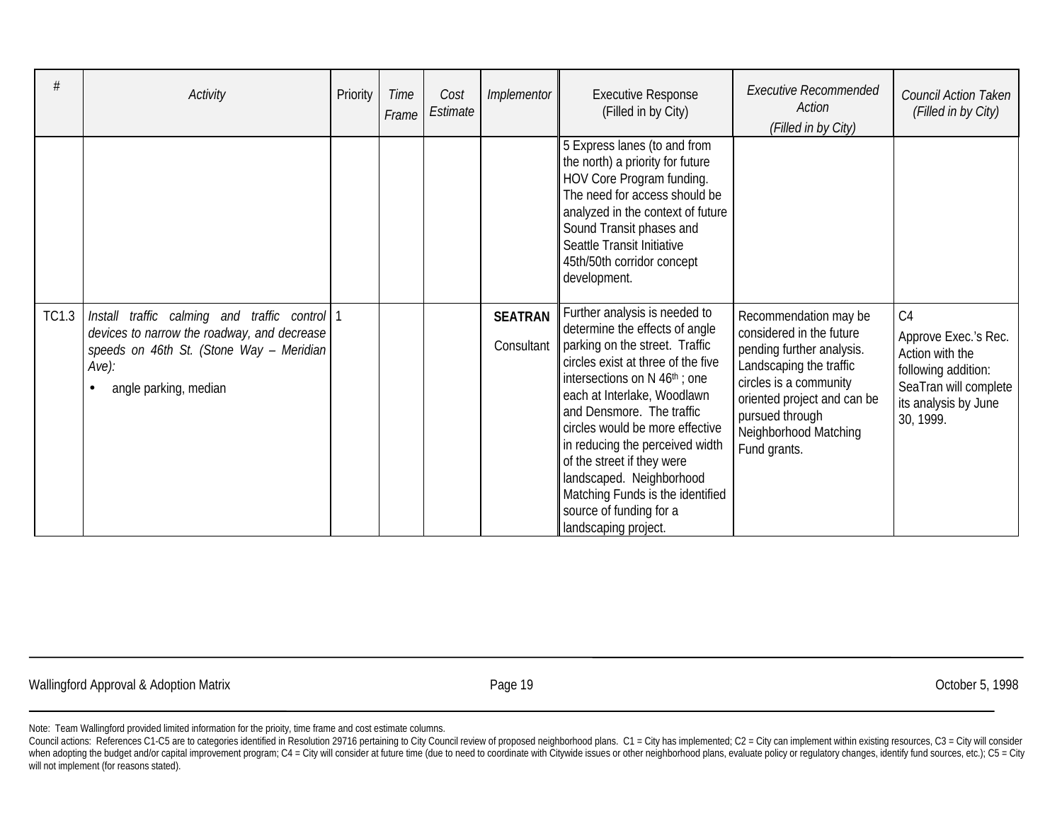| # | *Activity* | Priority | *Time Frame* | *Cost Estimate* | *Implementor* | Executive Response (Filled in by City) | *Executive Recommended Action (Filled in by City)* | *Council Action Taken (Filled in by City)* |
|---|---|---|---|---|---|---|---|---|
| | | | | | | 5 Express lanes (to and from the north) a priority for future HOV Core Program funding. The need for access should be analyzed in the context of future Sound Transit phases and Seattle Transit Initiative 45th/50th corridor concept development. | | |
| TC1.3 | *Install traffic calming and traffic control devices to narrow the roadway, and decrease speeds on 46th St. (Stone Way – Meridian Ave):* <br>• angle parking, median | 1 | | | **SEATRAN** <br>Consultant | Further analysis is needed to determine the effects of angle parking on the street. Traffic circles exist at three of the five intersections on N 46th ; one each at Interlake, Woodlawn and Densmore. The traffic circles would be more effective in reducing the perceived width of the street if they were landscaped. Neighborhood Matching Funds is the identified source of funding for a landscaping project. | Recommendation may be considered in the future pending further analysis. Landscaping the traffic circles is a community oriented project and can be pursued through Neighborhood Matching Fund grants. | C4 <br>Approve Exec.'s Rec. Action with the following addition: SeaTran will complete its analysis by June 30, 1999. |

Note: Team Wallingford provided limited information for the prioity, time frame and cost estimate columns.

Council actions: References C1-C5 are to categories identified in Resolution 29716 pertaining to City Council review of proposed neighborhood plans. C1 = City has implemented; C2 = City can implement within existing resources, C3 = City will consider when adopting the budget and/or capital improvement program; C4 = City will consider at future time (due to need to coordinate with Citywide issues or other neighborhood plans, evaluate policy or regulatory changes, identify fund sources, etc.); C5 = City will not implement (for reasons stated).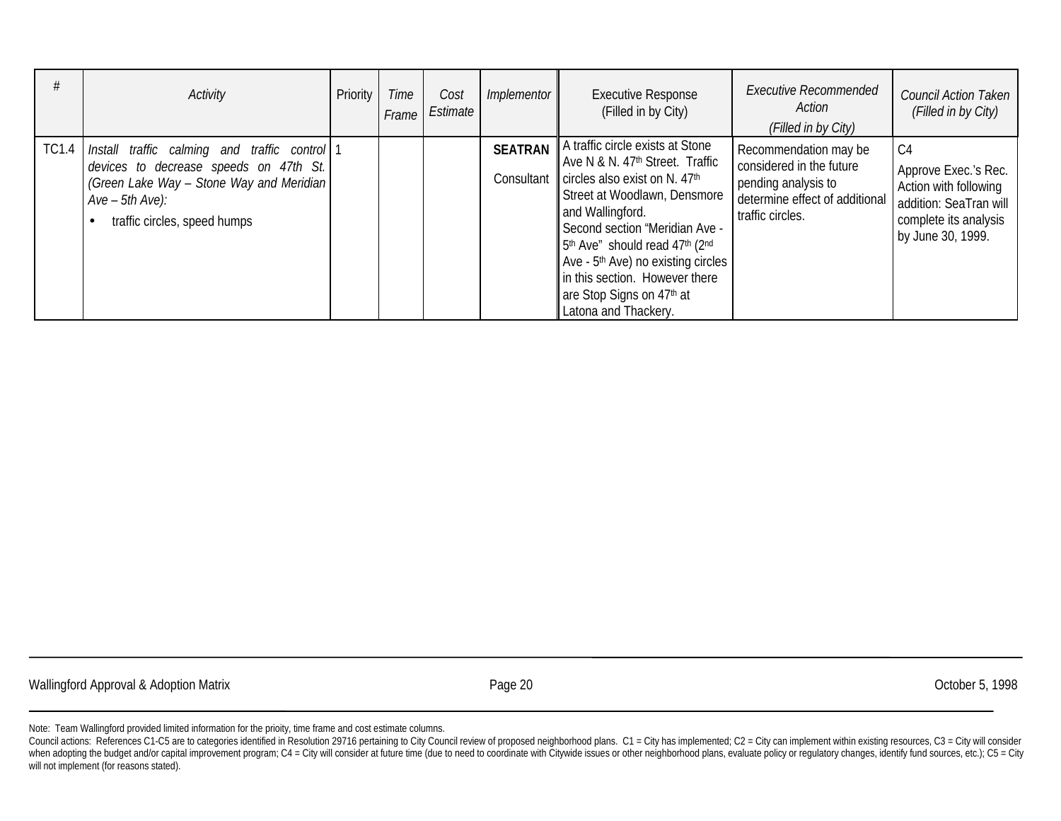| # | *Activity* | Priority | *Time Frame* | *Cost Estimate* | *Implementor* | Executive Response (Filled in by City) | *Executive Recommended Action (Filled in by City)* | *Council Action Taken (Filled in by City)* |
|---|---|---|---|---|---|---|---|---|
| TC1.4 | *Install traffic calming and traffic control devices to decrease speeds on 47th St. (Green Lake Way – Stone Way and Meridian Ave – 5th Ave):* <br>• traffic circles, speed humps | 1 | | | **SEATRAN** <br>Consultant | A traffic circle exists at Stone Ave N & N. 47th Street. Traffic circles also exist on N. 47th Street at Woodlawn, Densmore and Wallingford. <br>Second section "Meridian Ave - 5th Ave" should read 47th (2nd Ave - 5th Ave) no existing circles in this section. However there are Stop Signs on 47th at Latona and Thackery. | Recommendation may be considered in the future pending analysis to determine effect of additional traffic circles. | C4 <br>Approve Exec.'s Rec. Action with following addition: SeaTran will complete its analysis by June 30, 1999. |

Note: Team Wallingford provided limited information for the prioity, time frame and cost estimate columns.

Council actions: References C1-C5 are to categories identified in Resolution 29716 pertaining to City Council review of proposed neighborhood plans. C1 = City has implemented; C2 = City can implement within existing resources, C3 = City will consider when adopting the budget and/or capital improvement program; C4 = City will consider at future time (due to need to coordinate with Citywide issues or other neighborhood plans, evaluate policy or regulatory changes, identify fund sources, etc.); C5 = City will not implement (for reasons stated).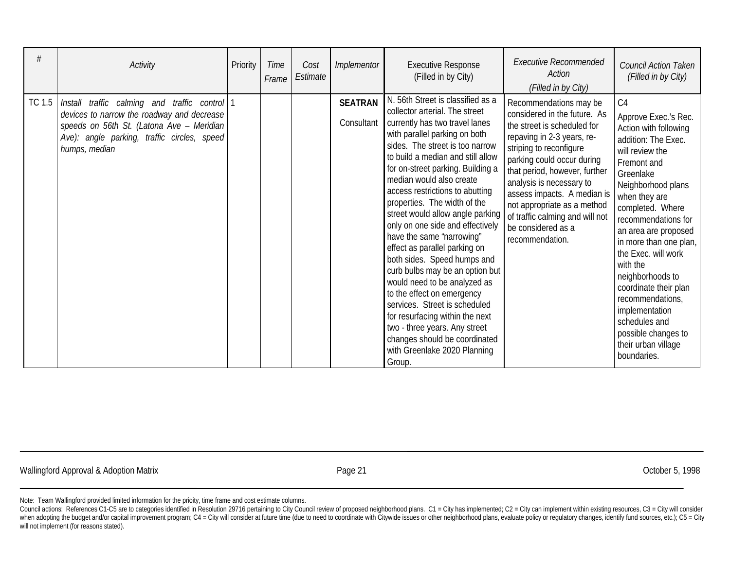| # | Activity | Priority | Time Frame | Cost Estimate | Implementor | Executive Response (Filled in by City) | Executive Recommended Action (Filled in by City) | Council Action Taken (Filled in by City) |
|---|---|---|---|---|---|---|---|---|
| TC 1.5 | *Install traffic calming and traffic control devices to narrow the roadway and decrease speeds on 56th St. (Latona Ave – Meridian Ave): angle parking, traffic circles, speed humps, median* | 1 | | | **SEATRAN** Consultant | N. 56th Street is classified as a collector arterial. The street currently has two travel lanes with parallel parking on both sides. The street is too narrow to build a median and still allow for on-street parking. Building a median would also create access restrictions to abutting properties. The width of the street would allow angle parking only on one side and effectively have the same "narrowing" effect as parallel parking on both sides. Speed humps and curb bulbs may be an option but would need to be analyzed as to the effect on emergency services. Street is scheduled for resurfacing within the next two - three years. Any street changes should be coordinated with Greenlake 2020 Planning Group. | Recommendations may be considered in the future. As the street is scheduled for repaving in 2-3 years, re-striping to reconfigure parking could occur during that period, however, further analysis is necessary to assess impacts. A median is not appropriate as a method of traffic calming and will not be considered as a recommendation. | C4<br>Approve Exec.'s Rec. Action with following addition: The Exec. will review the Fremont and Greenlake Neighborhood plans when they are completed. Where recommendations for an area are proposed in more than one plan, the Exec. will work with the neighborhoods to coordinate their plan recommendations, implementation schedules and possible changes to their urban village boundaries. |

Note: Team Wallingford provided limited information for the prioity, time frame and cost estimate columns.

Council actions: References C1-C5 are to categories identified in Resolution 29716 pertaining to City Council review of proposed neighborhood plans. C1 = City has implemented; C2 = City can implement within existing resources, C3 = City will consider when adopting the budget and/or capital improvement program; C4 = City will consider at future time (due to need to coordinate with Citywide issues or other neighborhood plans, evaluate policy or regulatory changes, identify fund sources, etc.); C5 = City will not implement (for reasons stated).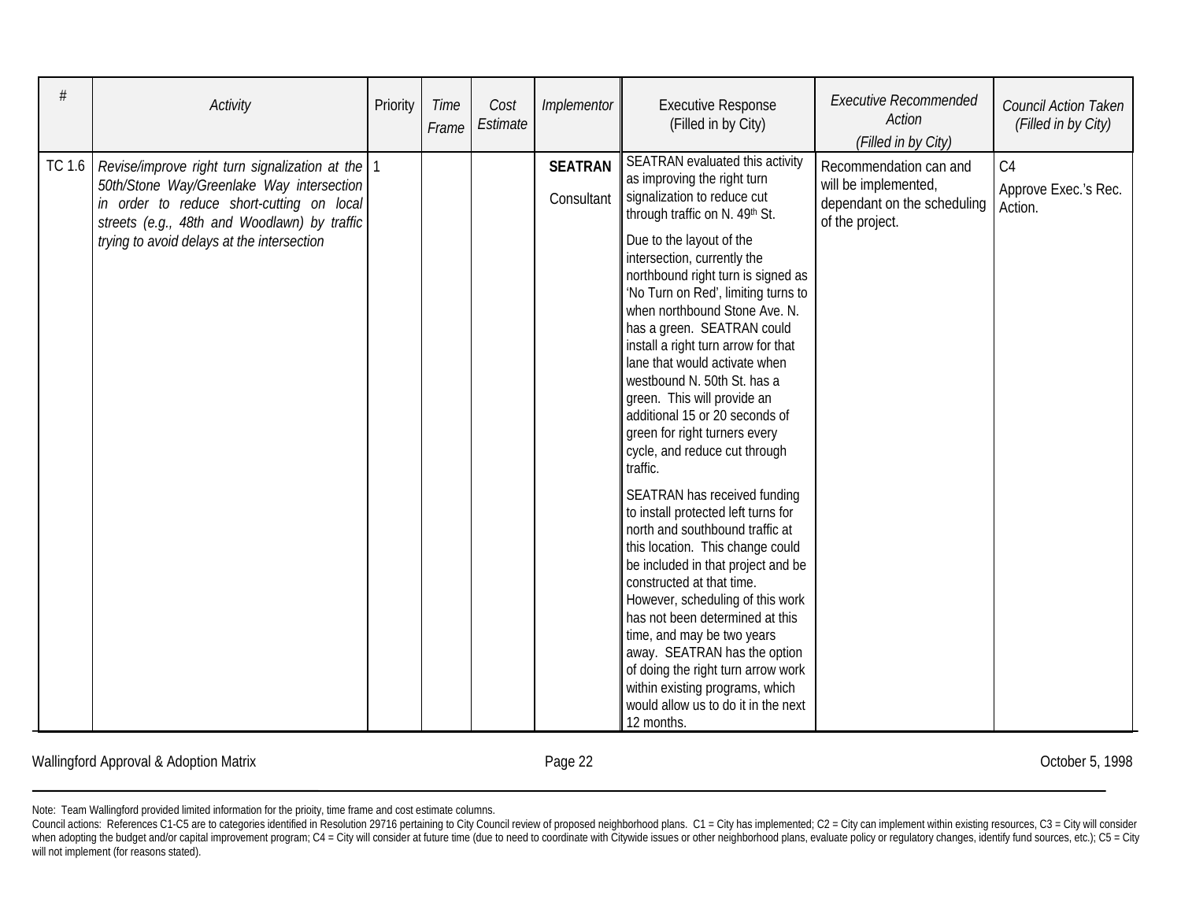| # | *Activity* | Priority | *Time Frame* | *Cost Estimate* | *Implementor* | Executive Response (Filled in by City) | *Executive Recommended Action (Filled in by City)* | *Council Action Taken (Filled in by City)* |
|---|---|---|---|---|---|---|---|---|
| TC 1.6 | *Revise/improve right turn signalization at the 50th/Stone Way/Greenlake Way intersection in order to reduce short-cutting on local streets (e.g., 48th and Woodlawn) by traffic trying to avoid delays at the intersection* | 1 | | | **SEATRAN** Consultant | SEATRAN evaluated this activity as improving the right turn signalization to reduce cut through traffic on N. 49th St. <br><br> Due to the layout of the intersection, currently the northbound right turn is signed as 'No Turn on Red', limiting turns to when northbound Stone Ave. N. has a green. SEATRAN could install a right turn arrow for that lane that would activate when westbound N. 50th St. has a green. This will provide an additional 15 or 20 seconds of green for right turners every cycle, and reduce cut through traffic. <br><br> SEATRAN has received funding to install protected left turns for north and southbound traffic at this location. This change could be included in that project and be constructed at that time. However, scheduling of this work has not been determined at this time, and may be two years away. SEATRAN has the option of doing the right turn arrow work within existing programs, which would allow us to do it in the next 12 months. | Recommendation can and will be implemented, dependant on the scheduling of the project. | C4 <br> Approve Exec.'s Rec. Action. |

Note: Team Wallingford provided limited information for the prioity, time frame and cost estimate columns.

Council actions: References C1-C5 are to categories identified in Resolution 29716 pertaining to City Council review of proposed neighborhood plans. C1 = City has implemented; C2 = City can implement within existing resources, C3 = City will consider when adopting the budget and/or capital improvement program; C4 = City will consider at future time (due to need to coordinate with Citywide issues or other neighborhood plans, evaluate policy or regulatory changes, identify fund sources, etc.); C5 = City will not implement (for reasons stated).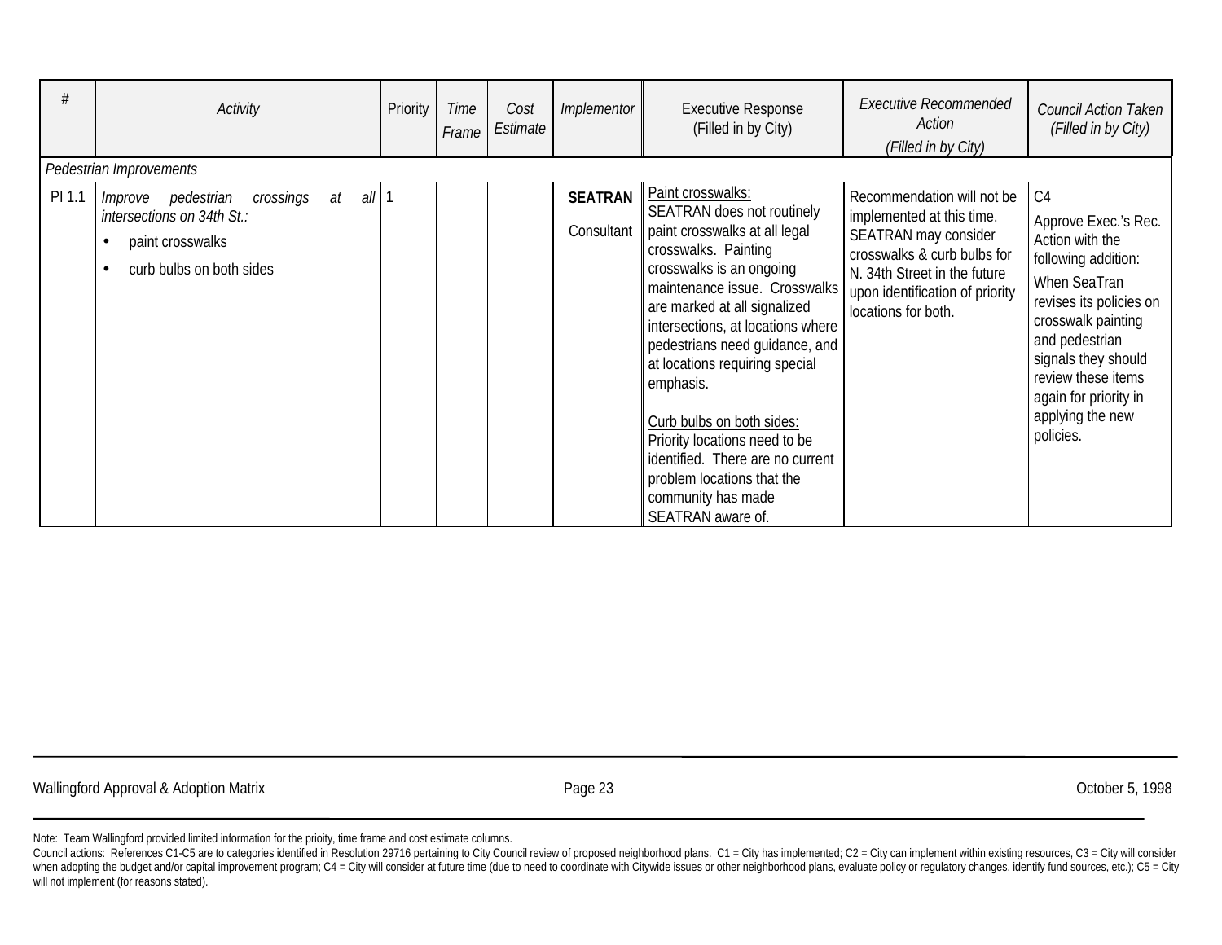| # | *Activity* | Priority | *Time Frame* | *Cost Estimate* | *Implementor* | Executive Response (Filled in by City) | *Executive Recommended Action (Filled in by City)* | *Council Action Taken (Filled in by City)* |
|---|---|---|---|---|---|---|---|---|
| *Pedestrian Improvements* | | | | | | | | |
| PI 1.1 | *Improve pedestrian crossings at all intersections on 34th St.:*<br>• paint crosswalks<br>• curb bulbs on both sides | 1 | | | **SEATRAN**<br>Consultant | Paint crosswalks:<br>SEATRAN does not routinely paint crosswalks at all legal crosswalks. Painting crosswalks is an ongoing maintenance issue. Crosswalks are marked at all signalized intersections, at locations where pedestrians need guidance, and at locations requiring special emphasis.<br><br>Curb bulbs on both sides:<br>Priority locations need to be identified. There are no current problem locations that the community has made SEATRAN aware of. | Recommendation will not be implemented at this time. SEATRAN may consider crosswalks & curb bulbs for N. 34th Street in the future upon identification of priority locations for both. | C4<br>Approve Exec.'s Rec. Action with the following addition:<br>When SeaTran revises its policies on crosswalk painting and pedestrian signals they should review these items again for priority in applying the new policies. |

Note: Team Wallingford provided limited information for the prioity, time frame and cost estimate columns.

Council actions: References C1-C5 are to categories identified in Resolution 29716 pertaining to City Council review of proposed neighborhood plans. C1 = City has implemented; C2 = City can implement within existing resources, C3 = City will consider when adopting the budget and/or capital improvement program; C4 = City will consider at future time (due to need to coordinate with Citywide issues or other neighborhood plans, evaluate policy or regulatory changes, identify fund sources, etc.); C5 = City will not implement (for reasons stated).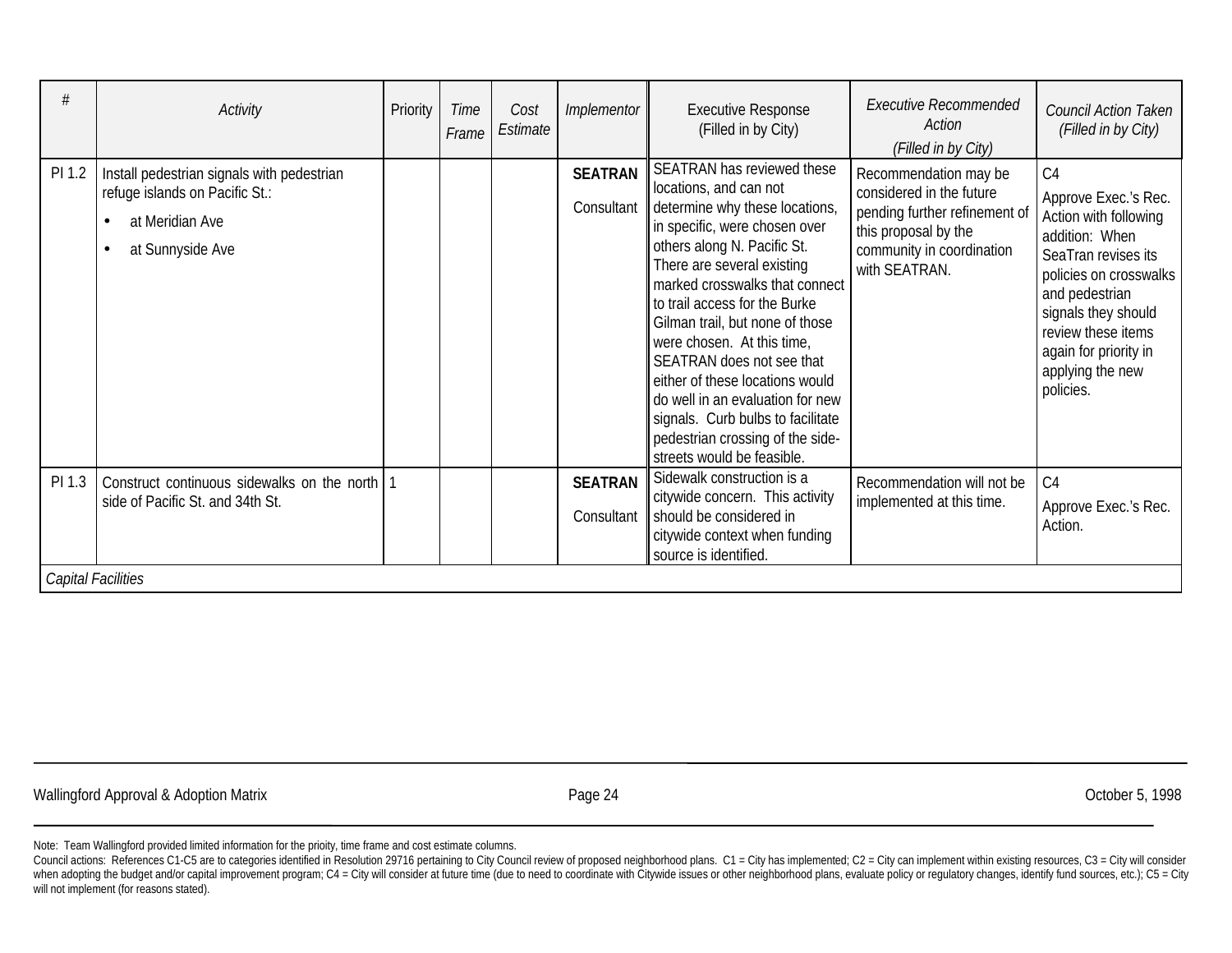| # | *Activity* | Priority | *Time Frame* | *Cost Estimate* | *Implementor* | Executive Response (Filled in by City) | *Executive Recommended Action (Filled in by City)* | *Council Action Taken (Filled in by City)* |
|---|---|---|---|---|---|---|---|---|
| PI 1.2 | Install pedestrian signals with pedestrian refuge islands on Pacific St.:<br>• at Meridian Ave<br>• at Sunnyside Ave | | | | **SEATRAN**<br>Consultant | SEATRAN has reviewed these locations, and can not determine why these locations, in specific, were chosen over others along N. Pacific St. There are several existing marked crosswalks that connect to trail access for the Burke Gilman trail, but none of those were chosen. At this time, SEATRAN does not see that either of these locations would do well in an evaluation for new signals. Curb bulbs to facilitate pedestrian crossing of the side-streets would be feasible. | Recommendation may be considered in the future pending further refinement of this proposal by the community in coordination with SEATRAN. | C4<br>Approve Exec.'s Rec. Action with following addition: When SeaTran revises its policies on crosswalks and pedestrian signals they should review these items again for priority in applying the new policies. |
| PI 1.3 | Construct continuous sidewalks on the north side of Pacific St. and 34th St. | 1 | | | **SEATRAN**<br>Consultant | Sidewalk construction is a citywide concern. This activity should be considered in citywide context when funding source is identified. | Recommendation will not be implemented at this time. | C4<br>Approve Exec.'s Rec. Action. |
| *Capital Facilities* | | | | | | | | |

Note: Team Wallingford provided limited information for the prioity, time frame and cost estimate columns.

Council actions: References C1-C5 are to categories identified in Resolution 29716 pertaining to City Council review of proposed neighborhood plans. C1 = City has implemented; C2 = City can implement within existing resources, C3 = City will consider when adopting the budget and/or capital improvement program; C4 = City will consider at future time (due to need to coordinate with Citywide issues or other neighborhood plans, evaluate policy or regulatory changes, identify fund sources, etc.); C5 = City will not implement (for reasons stated).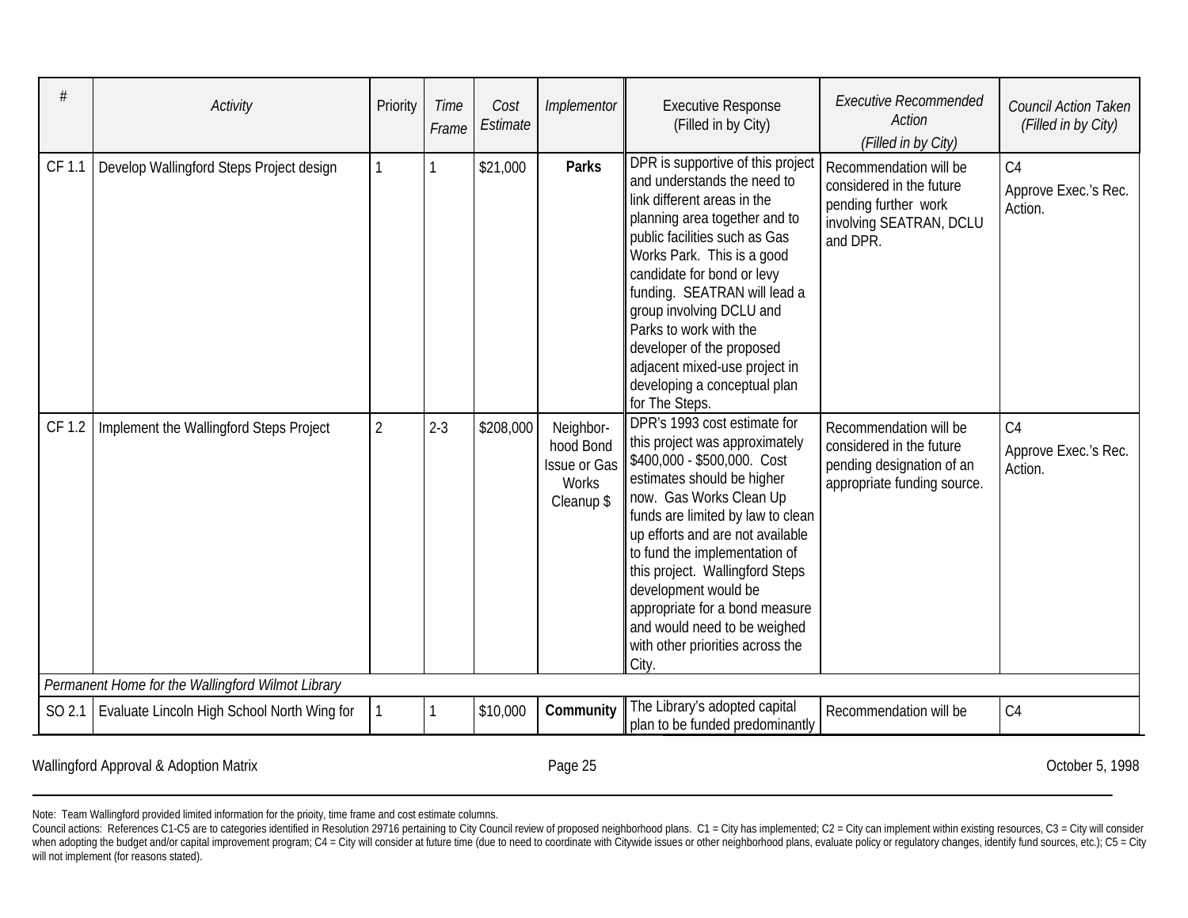| # | Activity | Priority | Time Frame | Cost Estimate | Implementor | Executive Response (Filled in by City) | Executive Recommended Action (Filled in by City) | Council Action Taken (Filled in by City) |
|---|---|---|---|---|---|---|---|---|
| CF 1.1 | Develop Wallingford Steps Project design | 1 | 1 | $21,000 | **Parks** | DPR is supportive of this project and understands the need to link different areas in the planning area together and to public facilities such as Gas Works Park. This is a good candidate for bond or levy funding. SEATRAN will lead a group involving DCLU and Parks to work with the developer of the proposed adjacent mixed-use project in developing a conceptual plan for The Steps. | Recommendation will be considered in the future pending further work involving SEATRAN, DCLU and DPR. | C4 Approve Exec.'s Rec. Action. |
| CF 1.2 | Implement the Wallingford Steps Project | 2 | 2-3 | $208,000 | Neighbor-hood Bond Issue or Gas Works Cleanup $ | DPR's 1993 cost estimate for this project was approximately $400,000 - $500,000. Cost estimates should be higher now. Gas Works Clean Up funds are limited by law to clean up efforts and are not available to fund the implementation of this project. Wallingford Steps development would be appropriate for a bond measure and would need to be weighed with other priorities across the City. | Recommendation will be considered in the future pending designation of an appropriate funding source. | C4 Approve Exec.'s Rec. Action. |
| *Permanent Home for the Wallingford Wilmot Library* | | | | | | | | |
| SO 2.1 | Evaluate Lincoln High School North Wing for | 1 | 1 | $10,000 | **Community** | The Library's adopted capital plan to be funded predominantly | Recommendation will be | C4 |

Note: Team Wallingford provided limited information for the prioity, time frame and cost estimate columns.

Council actions: References C1-C5 are to categories identified in Resolution 29716 pertaining to City Council review of proposed neighborhood plans. C1 = City has implemented; C2 = City can implement within existing resources, C3 = City will consider when adopting the budget and/or capital improvement program; C4 = City will consider at future time (due to need to coordinate with Citywide issues or other neighborhood plans, evaluate policy or regulatory changes, identify fund sources, etc.); C5 = City will not implement (for reasons stated).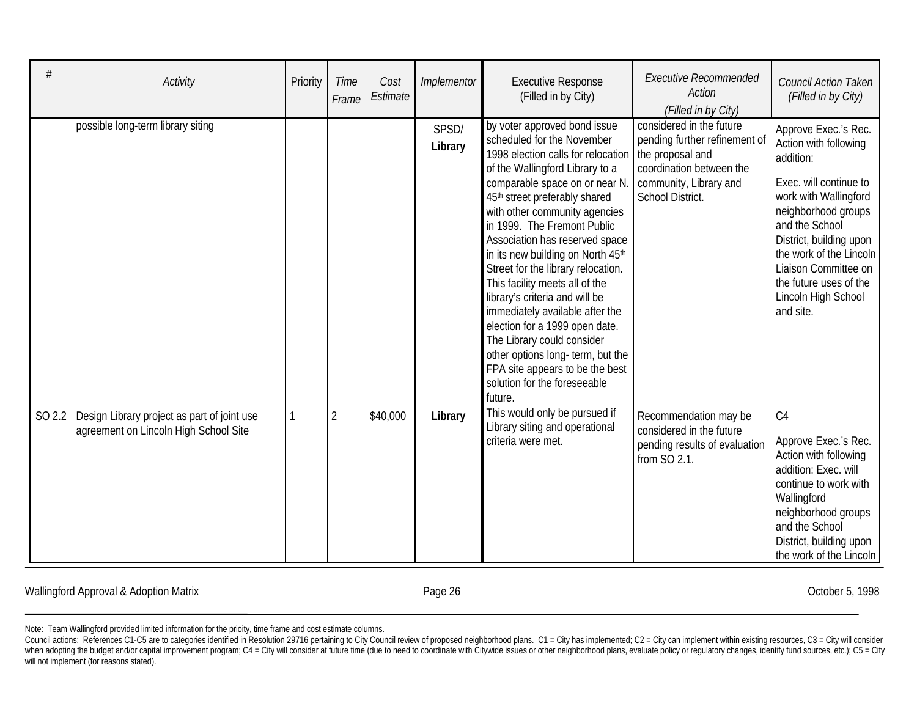| # | *Activity* | Priority | *Time Frame* | *Cost Estimate* | *Implementor* | Executive Response (Filled in by City) | *Executive Recommended Action (Filled in by City)* | *Council Action Taken (Filled in by City)* |
|---|---|---|---|---|---|---|---|---|
| | possible long-term library siting | | | | SPSD/ **Library** | by voter approved bond issue scheduled for the November 1998 election calls for relocation of the Wallingford Library to a comparable space on or near N. 45th street preferably shared with other community agencies in 1999. The Fremont Public Association has reserved space in its new building on North 45th Street for the library relocation. This facility meets all of the library's criteria and will be immediately available after the election for a 1999 open date. The Library could consider other options long- term, but the FPA site appears to be the best solution for the foreseeable future. | considered in the future pending further refinement of the proposal and coordination between the community, Library and School District. | Approve Exec.'s Rec. Action with following addition: Exec. will continue to work with Wallingford neighborhood groups and the School District, building upon the work of the Lincoln Liaison Committee on the future uses of the Lincoln High School and site. |
| SO 2.2 | Design Library project as part of joint use agreement on Lincoln High School Site | 1 | 2 | $40,000 | **Library** | This would only be pursued if Library siting and operational criteria were met. | Recommendation may be considered in the future pending results of evaluation from SO 2.1. | C4 Approve Exec.'s Rec. Action with following addition: Exec. will continue to work with Wallingford neighborhood groups and the School District, building upon the work of the Lincoln |

Note: Team Wallingford provided limited information for the prioity, time frame and cost estimate columns.

Council actions: References C1-C5 are to categories identified in Resolution 29716 pertaining to City Council review of proposed neighborhood plans. C1 = City has implemented; C2 = City can implement within existing resources, C3 = City will consider when adopting the budget and/or capital improvement program; C4 = City will consider at future time (due to need to coordinate with Citywide issues or other neighborhood plans, evaluate policy or regulatory changes, identify fund sources, etc.); C5 = City will not implement (for reasons stated).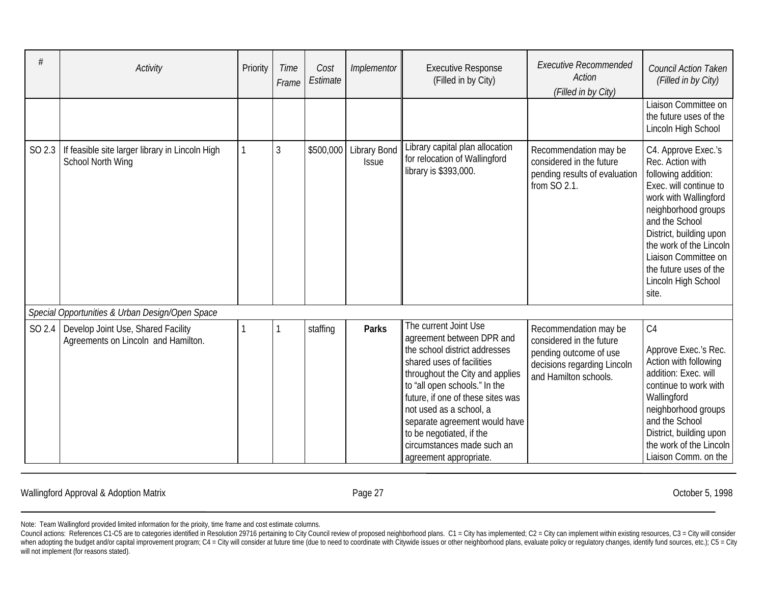| # | *Activity* | Priority | *Time Frame* | *Cost Estimate* | *Implementor* | Executive Response (Filled in by City) | *Executive Recommended Action (Filled in by City)* | *Council Action Taken (Filled in by City)* |
|---|---|---|---|---|---|---|---|---|
| | | | | | | | | Liaison Committee on the future uses of the Lincoln High School |
| SO 2.3 | If feasible site larger library in Lincoln High School North Wing | 1 | 3 | $500,000 | Library Bond Issue | Library capital plan allocation for relocation of Wallingford library is $393,000. | Recommendation may be considered in the future pending results of evaluation from SO 2.1. | C4. Approve Exec.'s Rec. Action with following addition: Exec. will continue to work with Wallingford neighborhood groups and the School District, building upon the work of the Lincoln Liaison Committee on the future uses of the Lincoln High School site. |
| *Special Opportunities & Urban Design/Open Space* | | | | | | | | |
| SO 2.4 | Develop Joint Use, Shared Facility Agreements on Lincoln and Hamilton. | 1 | 1 | staffing | **Parks** | The current Joint Use agreement between DPR and the school district addresses shared uses of facilities throughout the City and applies to "all open schools." In the future, if one of these sites was not used as a school, a separate agreement would have to be negotiated, if the circumstances made such an agreement appropriate. | Recommendation may be considered in the future pending outcome of use decisions regarding Lincoln and Hamilton schools. | C4<br><br>Approve Exec.'s Rec. Action with following addition: Exec. will continue to work with Wallingford neighborhood groups and the School District, building upon the work of the Lincoln Liaison Comm. on the |

Note: Team Wallingford provided limited information for the prioity, time frame and cost estimate columns.

Council actions: References C1-C5 are to categories identified in Resolution 29716 pertaining to City Council review of proposed neighborhood plans. C1 = City has implemented; C2 = City can implement within existing resources, C3 = City will consider when adopting the budget and/or capital improvement program; C4 = City will consider at future time (due to need to coordinate with Citywide issues or other neighborhood plans, evaluate policy or regulatory changes, identify fund sources, etc.); C5 = City will not implement (for reasons stated).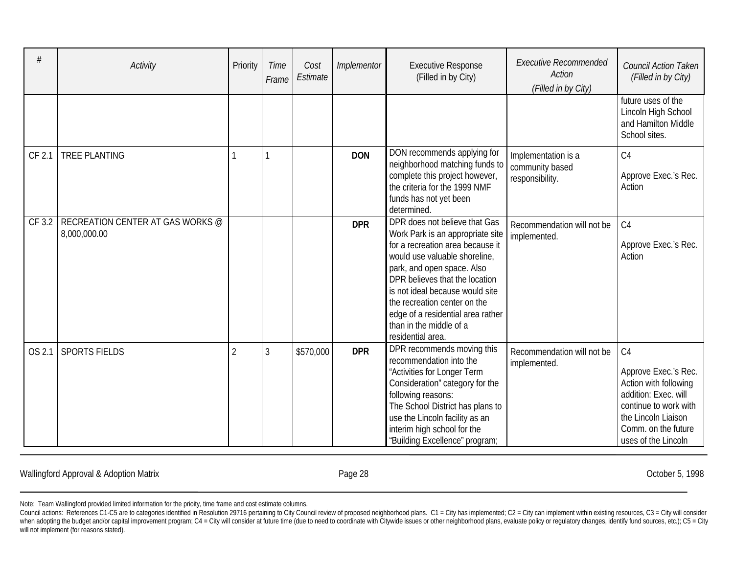| # | *Activity* | Priority | *Time Frame* | *Cost Estimate* | *Implementor* | Executive Response (Filled in by City) | *Executive Recommended Action (Filled in by City)* | *Council Action Taken (Filled in by City)* |
|---|---|---|---|---|---|---|---|---|
| | | | | | | | | future uses of the Lincoln High School and Hamilton Middle School sites. |
| CF 2.1 | TREE PLANTING | 1 | 1 | | **DON** | DON recommends applying for neighborhood matching funds to complete this project however, the criteria for the 1999 NMF funds has not yet been determined. | Implementation is a community based responsibility. | C4<br><br>Approve Exec.'s Rec. Action |
| CF 3.2 | RECREATION CENTER AT GAS WORKS @ 8,000,000.00 | | | | **DPR** | DPR does not believe that Gas Work Park is an appropriate site for a recreation area because it would use valuable shoreline, park, and open space. Also DPR believes that the location is not ideal because would site the recreation center on the edge of a residential area rather than in the middle of a residential area. | Recommendation will not be implemented. | C4<br><br>Approve Exec.'s Rec. Action |
| OS 2.1 | SPORTS FIELDS | 2 | 3 | $570,000 | **DPR** | DPR recommends moving this recommendation into the "Activities for Longer Term Consideration" category for the following reasons:<br>The School District has plans to use the Lincoln facility as an interim high school for the "Building Excellence" program; | Recommendation will not be implemented. | C4<br><br>Approve Exec.'s Rec. Action with following addition: Exec. will continue to work with the Lincoln Liaison Comm. on the future uses of the Lincoln |

Note: Team Wallingford provided limited information for the prioity, time frame and cost estimate columns.

Council actions: References C1-C5 are to categories identified in Resolution 29716 pertaining to City Council review of proposed neighborhood plans. C1 = City has implemented; C2 = City can implement within existing resources, C3 = City will consider when adopting the budget and/or capital improvement program; C4 = City will consider at future time (due to need to coordinate with Citywide issues or other neighborhood plans, evaluate policy or regulatory changes, identify fund sources, etc.); C5 = City will not implement (for reasons stated).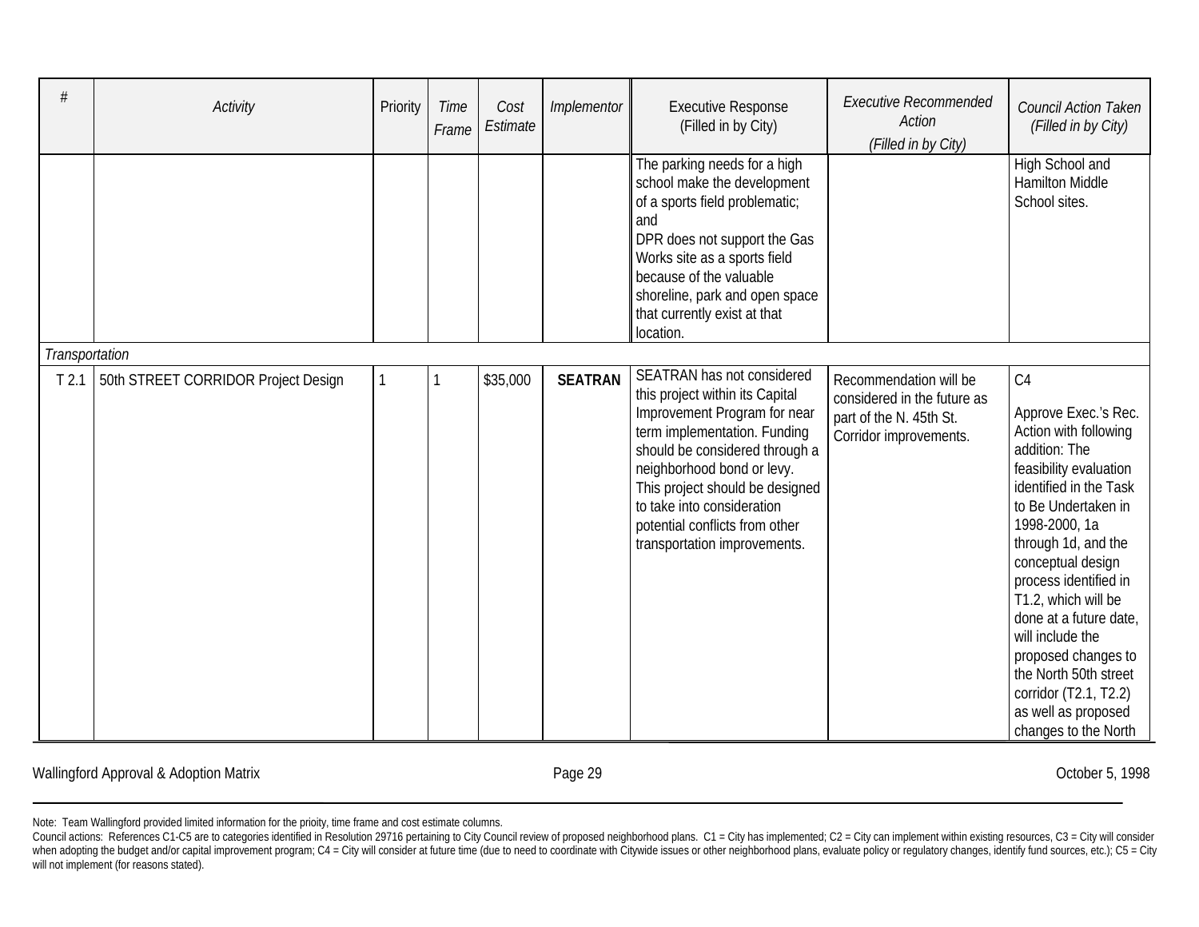| # | Activity | Priority | Time Frame | Cost Estimate | Implementor | Executive Response (Filled in by City) | Executive Recommended Action (Filled in by City) | Council Action Taken (Filled in by City) |
|---|---|---|---|---|---|---|---|---|
| | | | | | | The parking needs for a high school make the development of a sports field problematic; and DPR does not support the Gas Works site as a sports field because of the valuable shoreline, park and open space that currently exist at that location. | | High School and Hamilton Middle School sites. |
| *Transportation* | | | | | | | | |
| T 2.1 | 50th STREET CORRIDOR Project Design | 1 | 1 | $35,000 | **SEATRAN** | SEATRAN has not considered this project within its Capital Improvement Program for near term implementation. Funding should be considered through a neighborhood bond or levy. This project should be designed to take into consideration potential conflicts from other transportation improvements. | Recommendation will be considered in the future as part of the N. 45th St. Corridor improvements. | C4<br><br>Approve Exec.'s Rec. Action with following addition: The feasibility evaluation identified in the Task to Be Undertaken in 1998-2000, 1a through 1d, and the conceptual design process identified in T1.2, which will be done at a future date, will include the proposed changes to the North 50th street corridor (T2.1, T2.2) as well as proposed changes to the North |

Wallingford Approval & Adoption Matrix — October 5, 1998

Note: Team Wallingford provided limited information for the prioity, time frame and cost estimate columns.

Council actions: References C1-C5 are to categories identified in Resolution 29716 pertaining to City Council review of proposed neighborhood plans. C1 = City has implemented; C2 = City can implement within existing resources, C3 = City will consider when adopting the budget and/or capital improvement program; C4 = City will consider at future time (due to need to coordinate with Citywide issues or other neighborhood plans, evaluate policy or regulatory changes, identify fund sources, etc.); C5 = City will not implement (for reasons stated).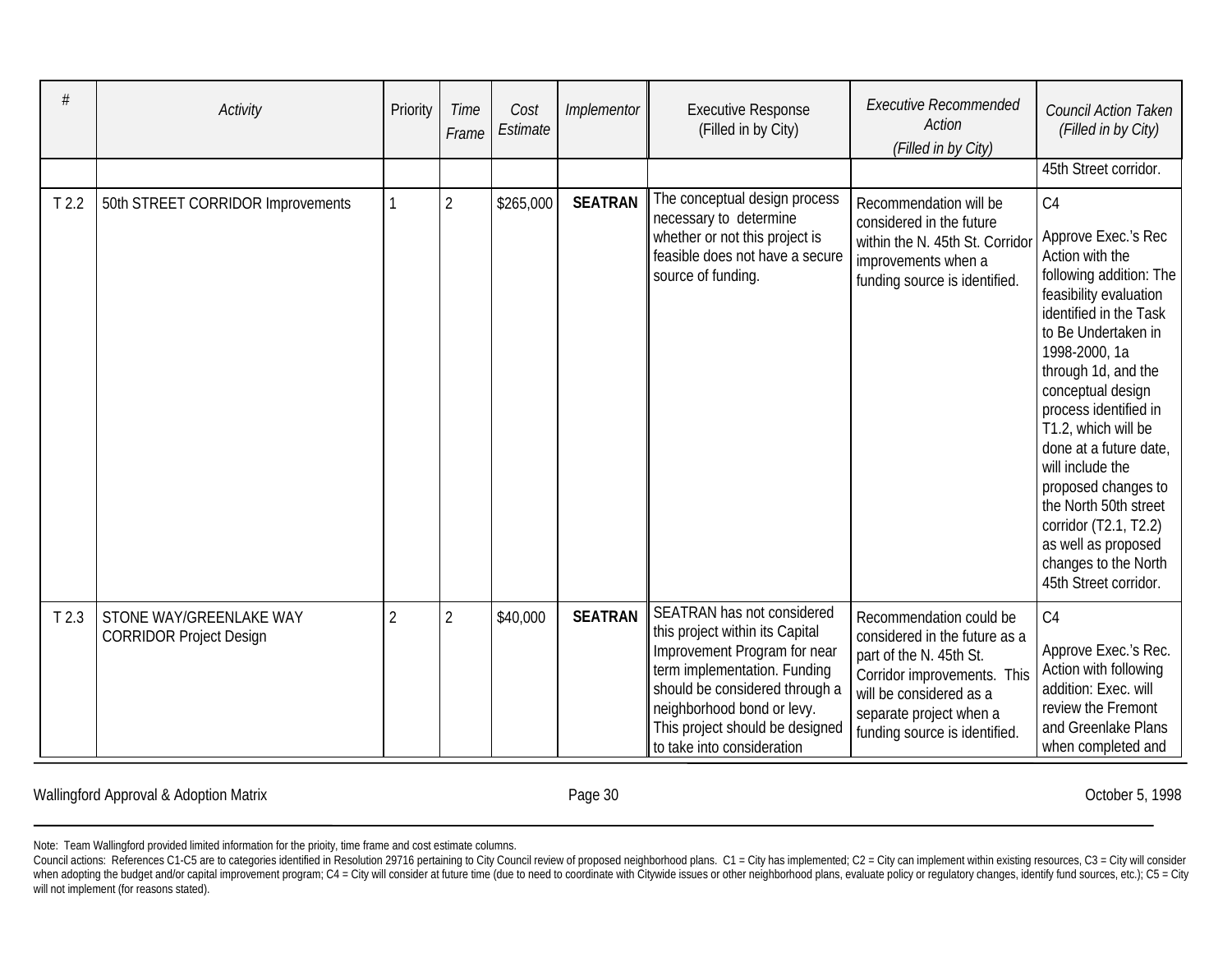| # | Activity | Priority | Time Frame | Cost Estimate | Implementor | Executive Response (Filled in by City) | Executive Recommended Action (Filled in by City) | Council Action Taken (Filled in by City) |
|---|---|---|---|---|---|---|---|---|
| | | | | | | | | 45th Street corridor. |
| T 2.2 | 50th STREET CORRIDOR Improvements | 1 | 2 | $265,000 | **SEATRAN** | The conceptual design process necessary to determine whether or not this project is feasible does not have a secure source of funding. | Recommendation will be considered in the future within the N. 45th St. Corridor improvements when a funding source is identified. | C4<br><br>Approve Exec.'s Rec Action with the following addition: The feasibility evaluation identified in the Task to Be Undertaken in 1998-2000, 1a through 1d, and the conceptual design process identified in T1.2, which will be done at a future date, will include the proposed changes to the North 50th street corridor (T2.1, T2.2) as well as proposed changes to the North 45th Street corridor. |
| T 2.3 | STONE WAY/GREENLAKE WAY CORRIDOR Project Design | 2 | 2 | $40,000 | **SEATRAN** | SEATRAN has not considered this project within its Capital Improvement Program for near term implementation. Funding should be considered through a neighborhood bond or levy. This project should be designed to take into consideration | Recommendation could be considered in the future as a part of the N. 45th St. Corridor improvements. This will be considered as a separate project when a funding source is identified. | C4<br><br>Approve Exec.'s Rec. Action with following addition: Exec. will review the Fremont and Greenlake Plans when completed and |

Note: Team Wallingford provided limited information for the prioity, time frame and cost estimate columns.

Council actions: References C1-C5 are to categories identified in Resolution 29716 pertaining to City Council review of proposed neighborhood plans. C1 = City has implemented; C2 = City can implement within existing resources, C3 = City will consider when adopting the budget and/or capital improvement program; C4 = City will consider at future time (due to need to coordinate with Citywide issues or other neighborhood plans, evaluate policy or regulatory changes, identify fund sources, etc.); C5 = City will not implement (for reasons stated).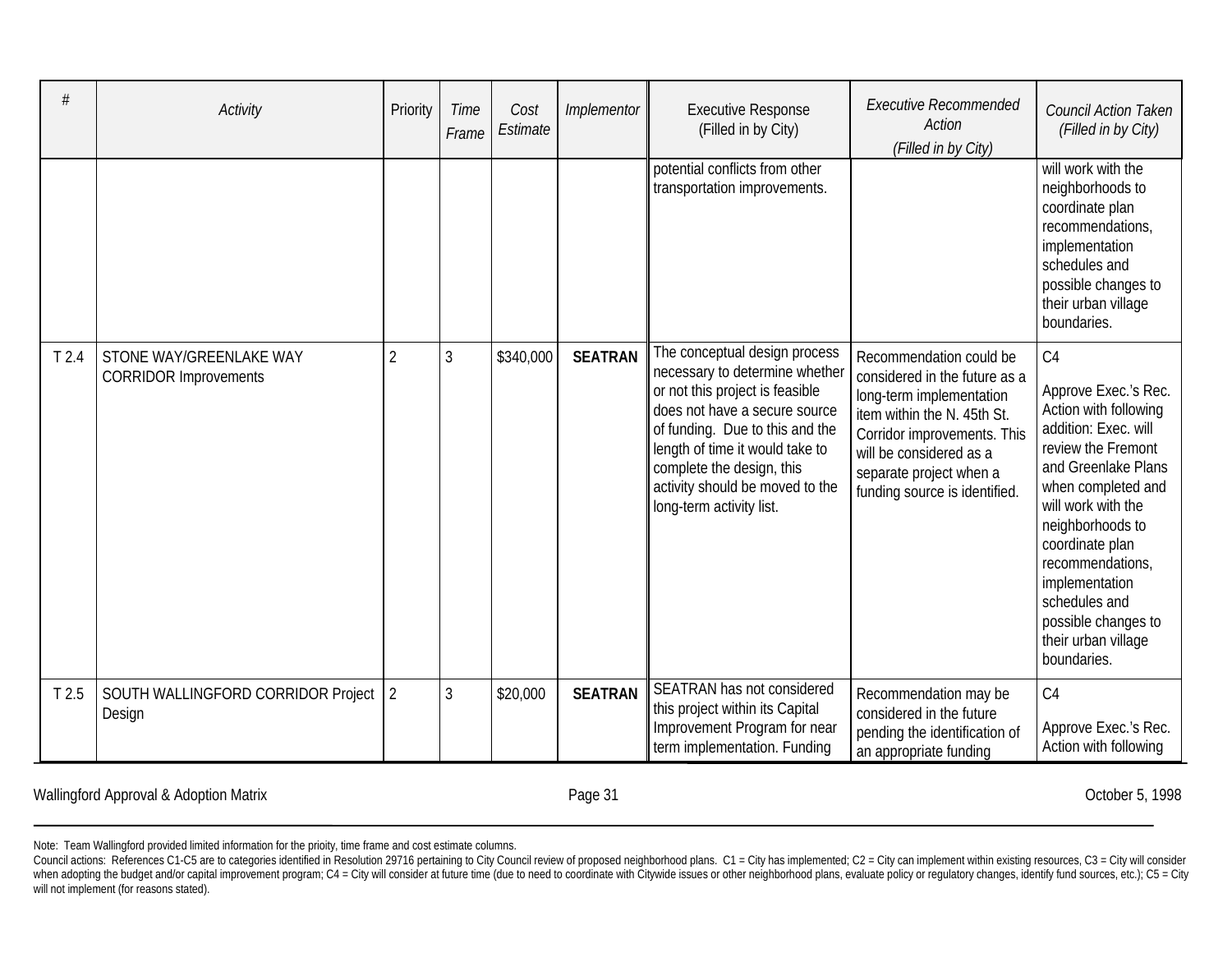| # | *Activity* | Priority | *Time Frame* | *Cost Estimate* | *Implementor* | Executive Response (Filled in by City) | *Executive Recommended Action (Filled in by City)* | *Council Action Taken (Filled in by City)* |
|---|---|---|---|---|---|---|---|---|
| | | | | | | potential conflicts from other transportation improvements. | | will work with the neighborhoods to coordinate plan recommendations, implementation schedules and possible changes to their urban village boundaries. |
| T 2.4 | STONE WAY/GREENLAKE WAY CORRIDOR Improvements | 2 | 3 | $340,000 | **SEATRAN** | The conceptual design process necessary to determine whether or not this project is feasible does not have a secure source of funding. Due to this and the length of time it would take to complete the design, this activity should be moved to the long-term activity list. | Recommendation could be considered in the future as a long-term implementation item within the N. 45th St. Corridor improvements. This will be considered as a separate project when a funding source is identified. | C4<br><br>Approve Exec.'s Rec. Action with following addition: Exec. will review the Fremont and Greenlake Plans when completed and will work with the neighborhoods to coordinate plan recommendations, implementation schedules and possible changes to their urban village boundaries. |
| T 2.5 | SOUTH WALLINGFORD CORRIDOR Project Design | 2 | 3 | $20,000 | **SEATRAN** | SEATRAN has not considered this project within its Capital Improvement Program for near term implementation. Funding | Recommendation may be considered in the future pending the identification of an appropriate funding | C4<br><br>Approve Exec.'s Rec. Action with following |

Note: Team Wallingford provided limited information for the prioity, time frame and cost estimate columns.

Council actions: References C1-C5 are to categories identified in Resolution 29716 pertaining to City Council review of proposed neighborhood plans. C1 = City has implemented; C2 = City can implement within existing resources, C3 = City will consider when adopting the budget and/or capital improvement program; C4 = City will consider at future time (due to need to coordinate with Citywide issues or other neighborhood plans, evaluate policy or regulatory changes, identify fund sources, etc.); C5 = City will not implement (for reasons stated).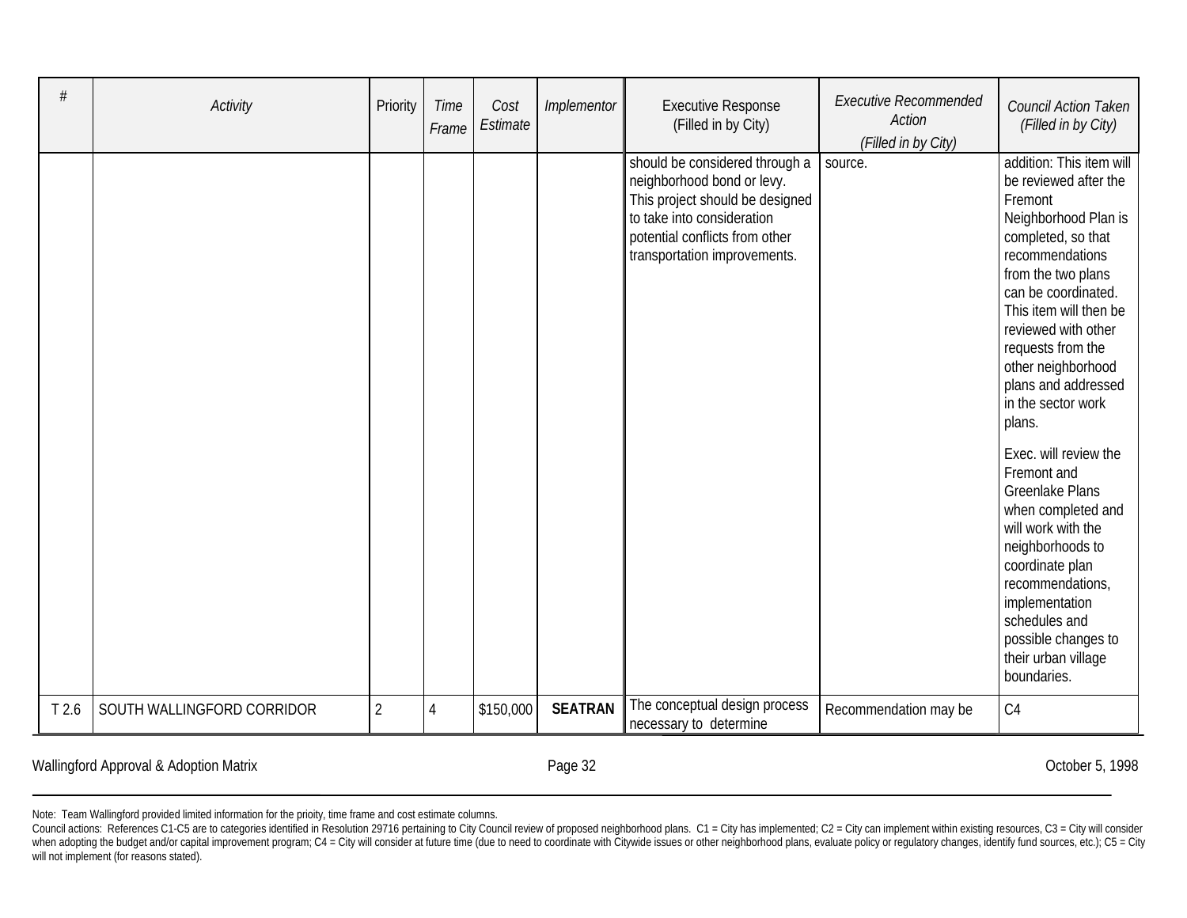| # | *Activity* | Priority | *Time Frame* | *Cost Estimate* | *Implementor* | Executive Response (Filled in by City) | *Executive Recommended Action (Filled in by City)* | *Council Action Taken (Filled in by City)* |
|---|---|---|---|---|---|---|---|---|
| | | | | | | should be considered through a neighborhood bond or levy. This project should be designed to take into consideration potential conflicts from other transportation improvements. | source. | addition: This item will be reviewed after the Fremont Neighborhood Plan is completed, so that recommendations from the two plans can be coordinated. This item will then be reviewed with other requests from the other neighborhood plans and addressed in the sector work plans.<br><br>Exec. will review the Fremont and Greenlake Plans when completed and will work with the neighborhoods to coordinate plan recommendations, implementation schedules and possible changes to their urban village boundaries. |
| T 2.6 | SOUTH WALLINGFORD CORRIDOR | 2 | 4 | $150,000 | **SEATRAN** | The conceptual design process necessary to determine | Recommendation may be | C4 |

Note: Team Wallingford provided limited information for the prioity, time frame and cost estimate columns.

Council actions: References C1-C5 are to categories identified in Resolution 29716 pertaining to City Council review of proposed neighborhood plans. C1 = City has implemented; C2 = City can implement within existing resources, C3 = City will consider when adopting the budget and/or capital improvement program; C4 = City will consider at future time (due to need to coordinate with Citywide issues or other neighborhood plans, evaluate policy or regulatory changes, identify fund sources, etc.); C5 = City will not implement (for reasons stated).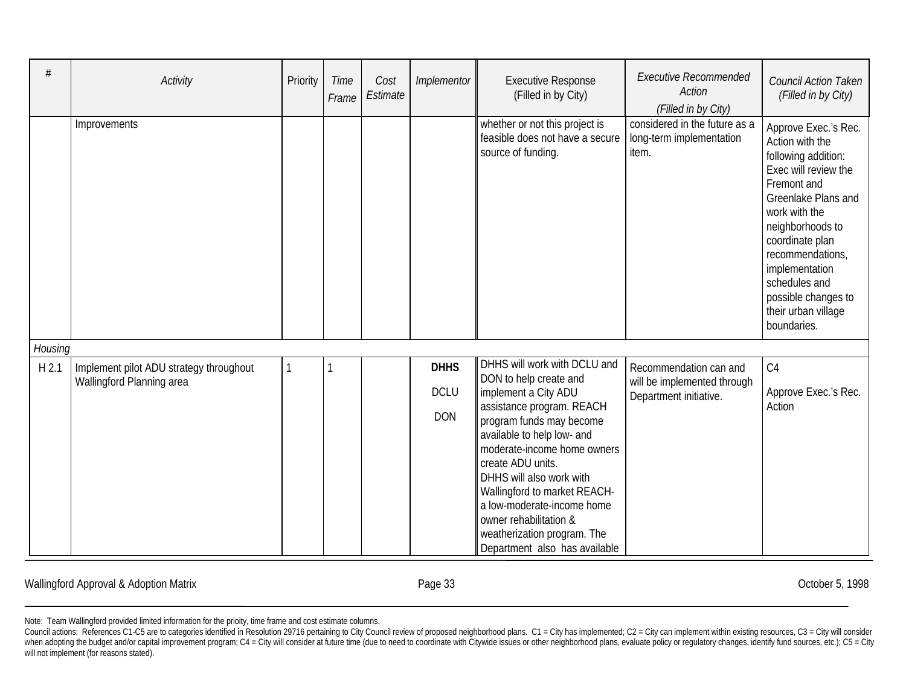| # | *Activity* | Priority | *Time Frame* | *Cost Estimate* | *Implementor* | Executive Response (Filled in by City) | *Executive Recommended Action (Filled in by City)* | *Council Action Taken (Filled in by City)* |
|---|---|---|---|---|---|---|---|---|
| | Improvements | | | | | whether or not this project is feasible does not have a secure source of funding. | considered in the future as a long-term implementation item. | Approve Exec.'s Rec. Action with the following addition: Exec will review the Fremont and Greenlake Plans and work with the neighborhoods to coordinate plan recommendations, implementation schedules and possible changes to their urban village boundaries. |
| *Housing* | | | | | | | | |
| H 2.1 | Implement pilot ADU strategy throughout Wallingford Planning area | 1 | 1 | | **DHHS** DCLU DON | DHHS will work with DCLU and DON to help create and implement a City ADU assistance program. REACH program funds may become available to help low- and moderate-income home owners create ADU units. DHHS will also work with Wallingford to market REACH- a low-moderate-income home owner rehabilitation & weatherization program. The Department also has available | Recommendation can and will be implemented through Department initiative. | C4<br><br>Approve Exec.'s Rec. Action |

Note: Team Wallingford provided limited information for the prioity, time frame and cost estimate columns.

Council actions: References C1-C5 are to categories identified in Resolution 29716 pertaining to City Council review of proposed neighborhood plans. C1 = City has implemented; C2 = City can implement within existing resources, C3 = City will consider when adopting the budget and/or capital improvement program; C4 = City will consider at future time (due to need to coordinate with Citywide issues or other neighborhood plans, evaluate policy or regulatory changes, identify fund sources, etc.); C5 = City will not implement (for reasons stated).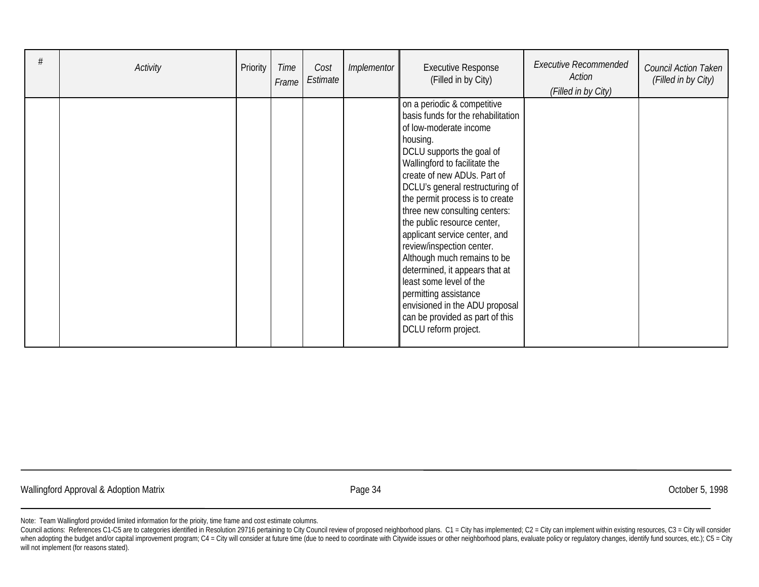| # | Activity | Priority | Time Frame | Cost Estimate | Implementor | Executive Response (Filled in by City) | Executive Recommended Action (Filled in by City) | Council Action Taken (Filled in by City) |
|---|---|---|---|---|---|---|---|---|
| | | | | | | on a periodic & competitive basis funds for the rehabilitation of low-moderate income housing. DCLU supports the goal of Wallingford to facilitate the create of new ADUs. Part of DCLU's general restructuring of the permit process is to create three new consulting centers: the public resource center, applicant service center, and review/inspection center. Although much remains to be determined, it appears that at least some level of the permitting assistance envisioned in the ADU proposal can be provided as part of this DCLU reform project. | | |

Note: Team Wallingford provided limited information for the prioity, time frame and cost estimate columns.

Council actions: References C1-C5 are to categories identified in Resolution 29716 pertaining to City Council review of proposed neighborhood plans. C1 = City has implemented; C2 = City can implement within existing resources, C3 = City will consider when adopting the budget and/or capital improvement program; C4 = City will consider at future time (due to need to coordinate with Citywide issues or other neighborhood plans, evaluate policy or regulatory changes, identify fund sources, etc.); C5 = City will not implement (for reasons stated).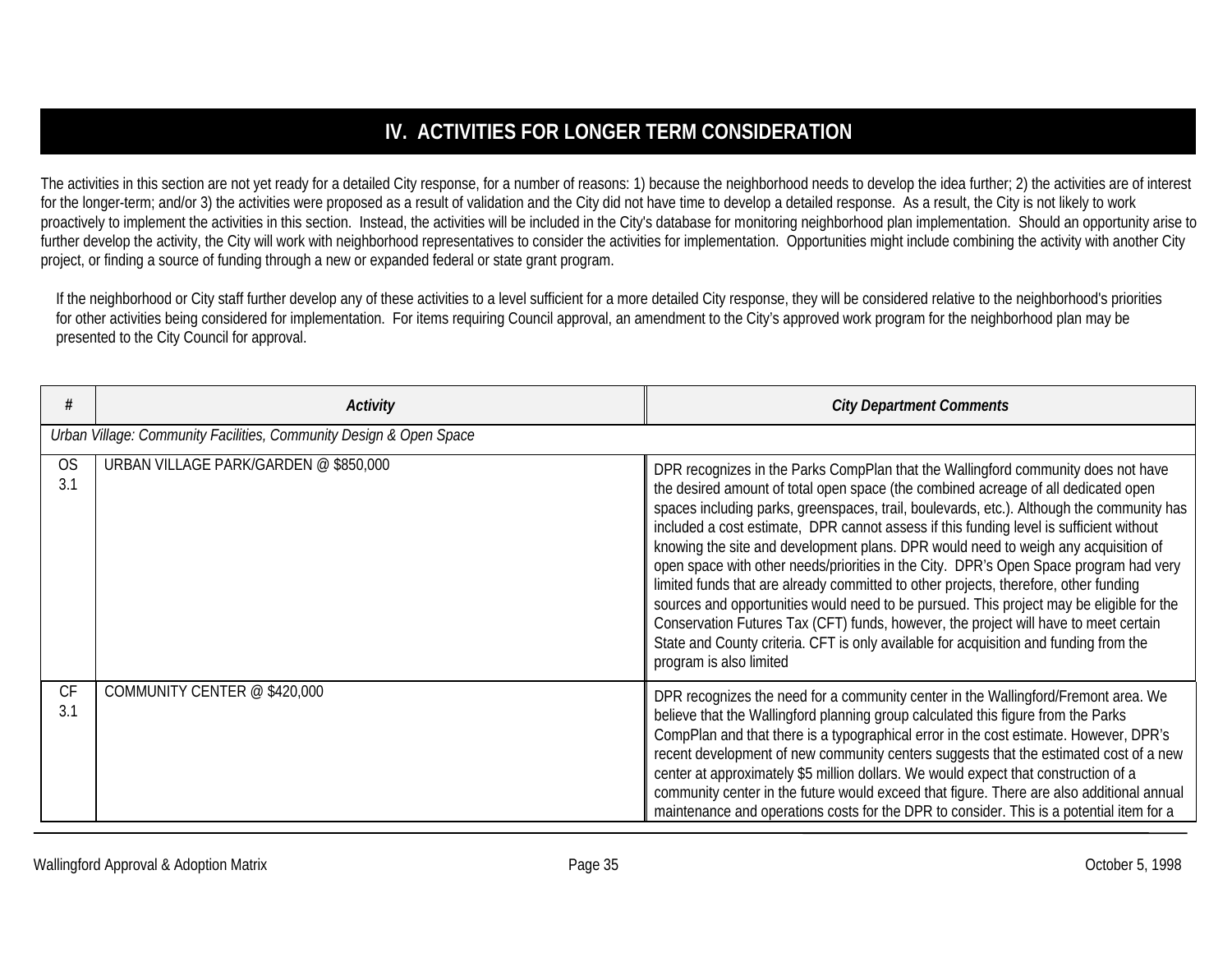# IV. ACTIVITIES FOR LONGER TERM CONSIDERATION

The activities in this section are not yet ready for a detailed City response, for a number of reasons: 1) because the neighborhood needs to develop the idea further; 2) the activities are of interest for the longer-term; and/or 3) the activities were proposed as a result of validation and the City did not have time to develop a detailed response. As a result, the City is not likely to work proactively to implement the activities in this section. Instead, the activities will be included in the City's database for monitoring neighborhood plan implementation. Should an opportunity arise to further develop the activity, the City will work with neighborhood representatives to consider the activities for implementation. Opportunities might include combining the activity with another City project, or finding a source of funding through a new or expanded federal or state grant program.

If the neighborhood or City staff further develop any of these activities to a level sufficient for a more detailed City response, they will be considered relative to the neighborhood's priorities for other activities being considered for implementation. For items requiring Council approval, an amendment to the City's approved work program for the neighborhood plan may be presented to the City Council for approval.

| # | *Activity* | *City Department Comments* |
|---|---|---|
| *Urban Village: Community Facilities, Community Design & Open Space* | | |
| OS 3.1 | URBAN VILLAGE PARK/GARDEN @ $850,000 | DPR recognizes in the Parks CompPlan that the Wallingford community does not have the desired amount of total open space (the combined acreage of all dedicated open spaces including parks, greenspaces, trail, boulevards, etc.). Although the community has included a cost estimate, DPR cannot assess if this funding level is sufficient without knowing the site and development plans. DPR would need to weigh any acquisition of open space with other needs/priorities in the City. DPR's Open Space program had very limited funds that are already committed to other projects, therefore, other funding sources and opportunities would need to be pursued. This project may be eligible for the Conservation Futures Tax (CFT) funds, however, the project will have to meet certain State and County criteria. CFT is only available for acquisition and funding from the program is also limited |
| CF 3.1 | COMMUNITY CENTER @ $420,000 | DPR recognizes the need for a community center in the Wallingford/Fremont area. We believe that the Wallingford planning group calculated this figure from the Parks CompPlan and that there is a typographical error in the cost estimate. However, DPR's recent development of new community centers suggests that the estimated cost of a new center at approximately $5 million dollars. We would expect that construction of a community center in the future would exceed that figure. There are also additional annual maintenance and operations costs for the DPR to consider. This is a potential item for a |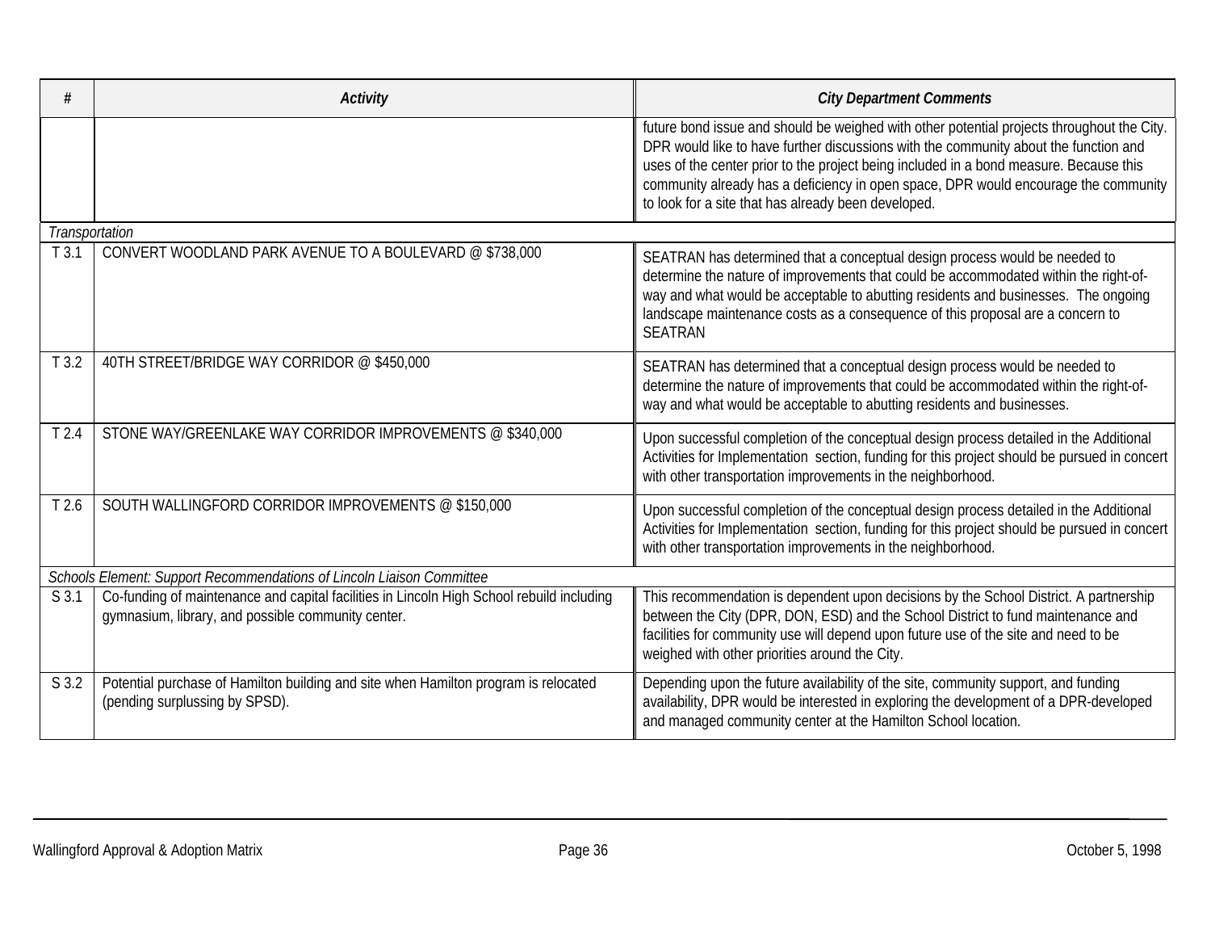| # | Activity | City Department Comments |
|---|---|---|
| | | future bond issue and should be weighed with other potential projects throughout the City. DPR would like to have further discussions with the community about the function and uses of the center prior to the project being included in a bond measure. Because this community already has a deficiency in open space, DPR would encourage the community to look for a site that has already been developed. |
| *Transportation* | | |
| T 3.1 | CONVERT WOODLAND PARK AVENUE TO A BOULEVARD @ $738,000 | SEATRAN has determined that a conceptual design process would be needed to determine the nature of improvements that could be accommodated within the right-of-way and what would be acceptable to abutting residents and businesses. The ongoing landscape maintenance costs as a consequence of this proposal are a concern to SEATRAN |
| T 3.2 | 40TH STREET/BRIDGE WAY CORRIDOR @ $450,000 | SEATRAN has determined that a conceptual design process would be needed to determine the nature of improvements that could be accommodated within the right-of-way and what would be acceptable to abutting residents and businesses. |
| T 2.4 | STONE WAY/GREENLAKE WAY CORRIDOR IMPROVEMENTS @ $340,000 | Upon successful completion of the conceptual design process detailed in the Additional Activities for Implementation section, funding for this project should be pursued in concert with other transportation improvements in the neighborhood. |
| T 2.6 | SOUTH WALLINGFORD CORRIDOR IMPROVEMENTS @ $150,000 | Upon successful completion of the conceptual design process detailed in the Additional Activities for Implementation section, funding for this project should be pursued in concert with other transportation improvements in the neighborhood. |
| *Schools Element: Support Recommendations of Lincoln Liaison Committee* | | |
| S 3.1 | Co-funding of maintenance and capital facilities in Lincoln High School rebuild including gymnasium, library, and possible community center. | This recommendation is dependent upon decisions by the School District. A partnership between the City (DPR, DON, ESD) and the School District to fund maintenance and facilities for community use will depend upon future use of the site and need to be weighed with other priorities around the City. |
| S 3.2 | Potential purchase of Hamilton building and site when Hamilton program is relocated (pending surplussing by SPSD). | Depending upon the future availability of the site, community support, and funding availability, DPR would be interested in exploring the development of a DPR-developed and managed community center at the Hamilton School location. |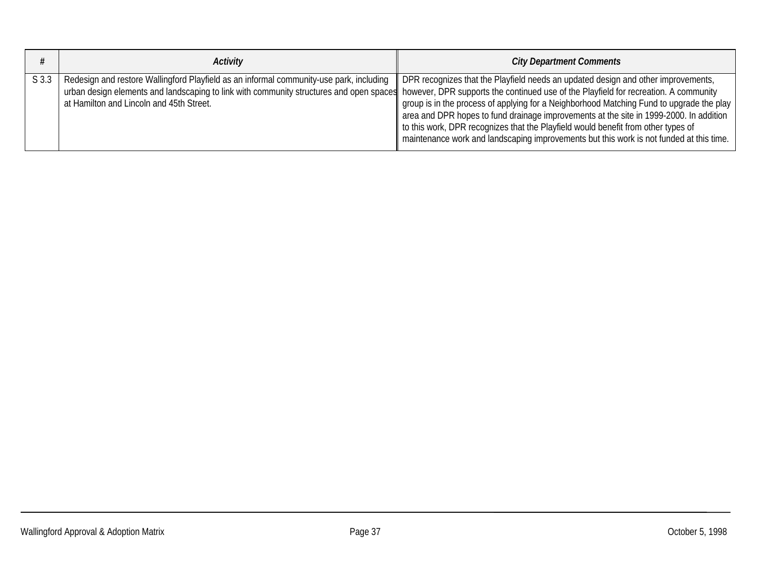| # | *Activity* | *City Department Comments* |
|---|---|---|
| S 3.3 | Redesign and restore Wallingford Playfield as an informal community-use park, including urban design elements and landscaping to link with community structures and open spaces at Hamilton and Lincoln and 45th Street. | DPR recognizes that the Playfield needs an updated design and other improvements, however, DPR supports the continued use of the Playfield for recreation. A community group is in the process of applying for a Neighborhood Matching Fund to upgrade the play area and DPR hopes to fund drainage improvements at the site in 1999-2000. In addition to this work, DPR recognizes that the Playfield would benefit from other types of maintenance work and landscaping improvements but this work is not funded at this time. |